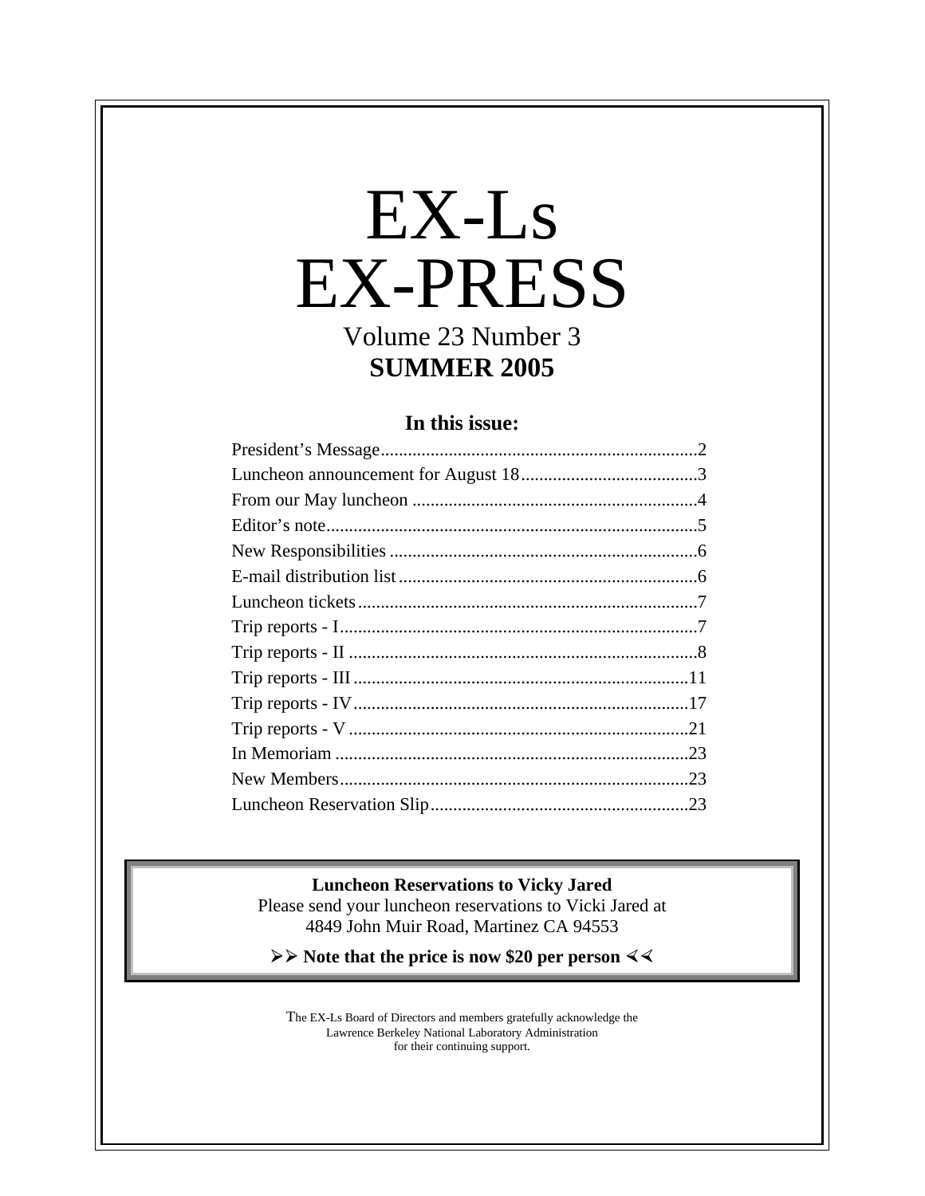# EX-Ls
# EX-PRESS

Volume 23 Number 3

**SUMMER 2005**

### In this issue:

| | |
|---|---|
| President's Message | 2 |
| Luncheon announcement for August 18 | 3 |
| From our May luncheon | 4 |
| Editor's note | 5 |
| New Responsibilities | 6 |
| E-mail distribution list | 6 |
| Luncheon tickets | 7 |
| Trip reports - I | 7 |
| Trip reports - II | 8 |
| Trip reports - III | 11 |
| Trip reports - IV | 17 |
| Trip reports - V | 21 |
| In Memoriam | 23 |
| New Members | 23 |
| Luncheon Reservation Slip | 23 |

**Luncheon Reservations to Vicky Jared**

Please send your luncheon reservations to Vicki Jared at
4849 John Muir Road, Martinez CA 94553

**➢➢ Note that the price is now $20 per person ⋞⋞**

The EX-Ls Board of Directors and members gratefully acknowledge the
Lawrence Berkeley National Laboratory Administration
for their continuing support.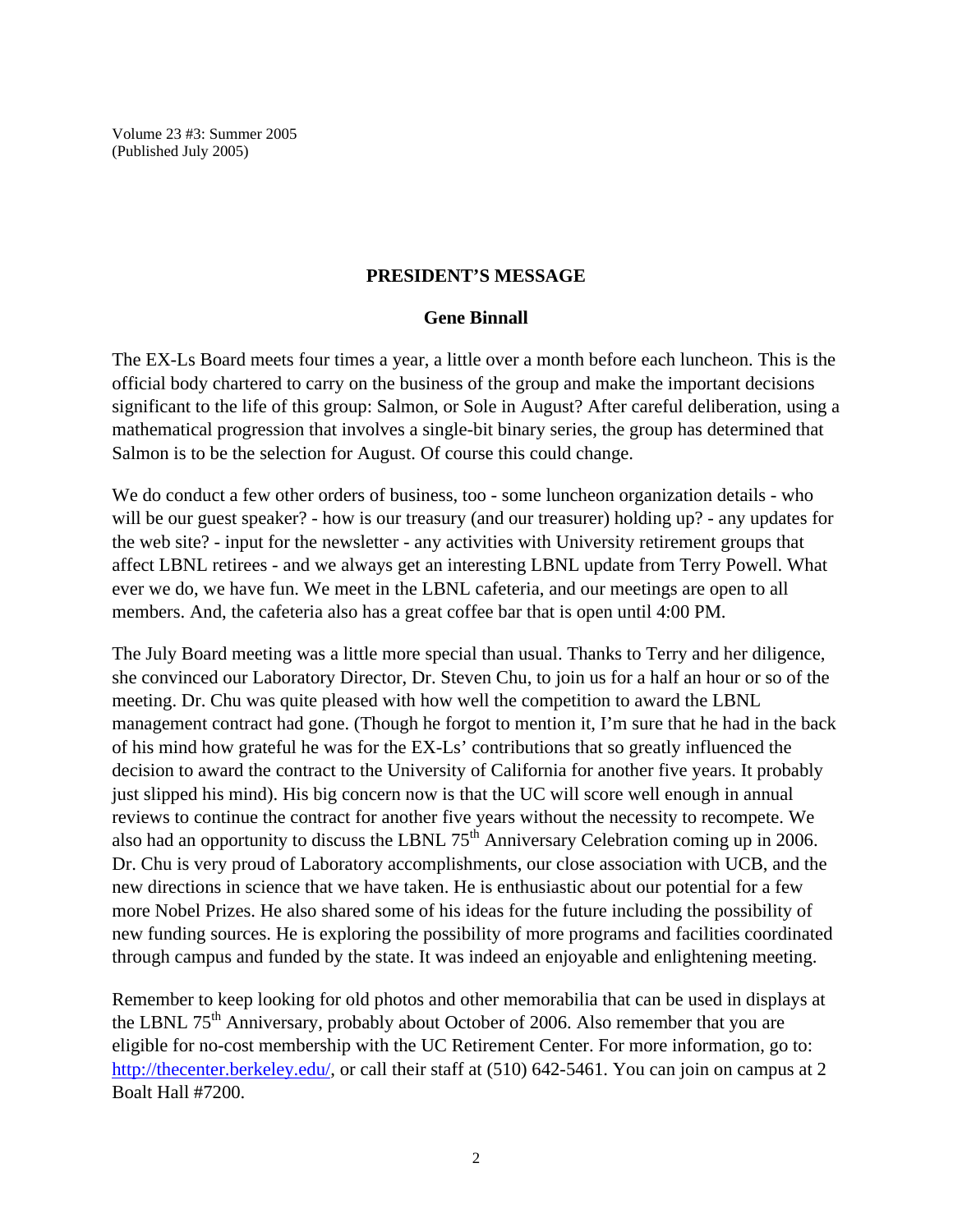Volume 23 #3: Summer 2005
(Published July 2005)

## PRESIDENT'S MESSAGE

### Gene Binnall

The EX-Ls Board meets four times a year, a little over a month before each luncheon. This is the official body chartered to carry on the business of the group and make the important decisions significant to the life of this group: Salmon, or Sole in August? After careful deliberation, using a mathematical progression that involves a single-bit binary series, the group has determined that Salmon is to be the selection for August. Of course this could change.

We do conduct a few other orders of business, too - some luncheon organization details - who will be our guest speaker? - how is our treasury (and our treasurer) holding up? - any updates for the web site? - input for the newsletter - any activities with University retirement groups that affect LBNL retirees - and we always get an interesting LBNL update from Terry Powell. What ever we do, we have fun. We meet in the LBNL cafeteria, and our meetings are open to all members. And, the cafeteria also has a great coffee bar that is open until 4:00 PM.

The July Board meeting was a little more special than usual. Thanks to Terry and her diligence, she convinced our Laboratory Director, Dr. Steven Chu, to join us for a half an hour or so of the meeting. Dr. Chu was quite pleased with how well the competition to award the LBNL management contract had gone. (Though he forgot to mention it, I'm sure that he had in the back of his mind how grateful he was for the EX-Ls' contributions that so greatly influenced the decision to award the contract to the University of California for another five years. It probably just slipped his mind). His big concern now is that the UC will score well enough in annual reviews to continue the contract for another five years without the necessity to recompete. We also had an opportunity to discuss the LBNL 75th Anniversary Celebration coming up in 2006. Dr. Chu is very proud of Laboratory accomplishments, our close association with UCB, and the new directions in science that we have taken. He is enthusiastic about our potential for a few more Nobel Prizes. He also shared some of his ideas for the future including the possibility of new funding sources. He is exploring the possibility of more programs and facilities coordinated through campus and funded by the state. It was indeed an enjoyable and enlightening meeting.

Remember to keep looking for old photos and other memorabilia that can be used in displays at the LBNL 75th Anniversary, probably about October of 2006. Also remember that you are eligible for no-cost membership with the UC Retirement Center. For more information, go to: http://thecenter.berkeley.edu/, or call their staff at (510) 642-5461. You can join on campus at 2 Boalt Hall #7200.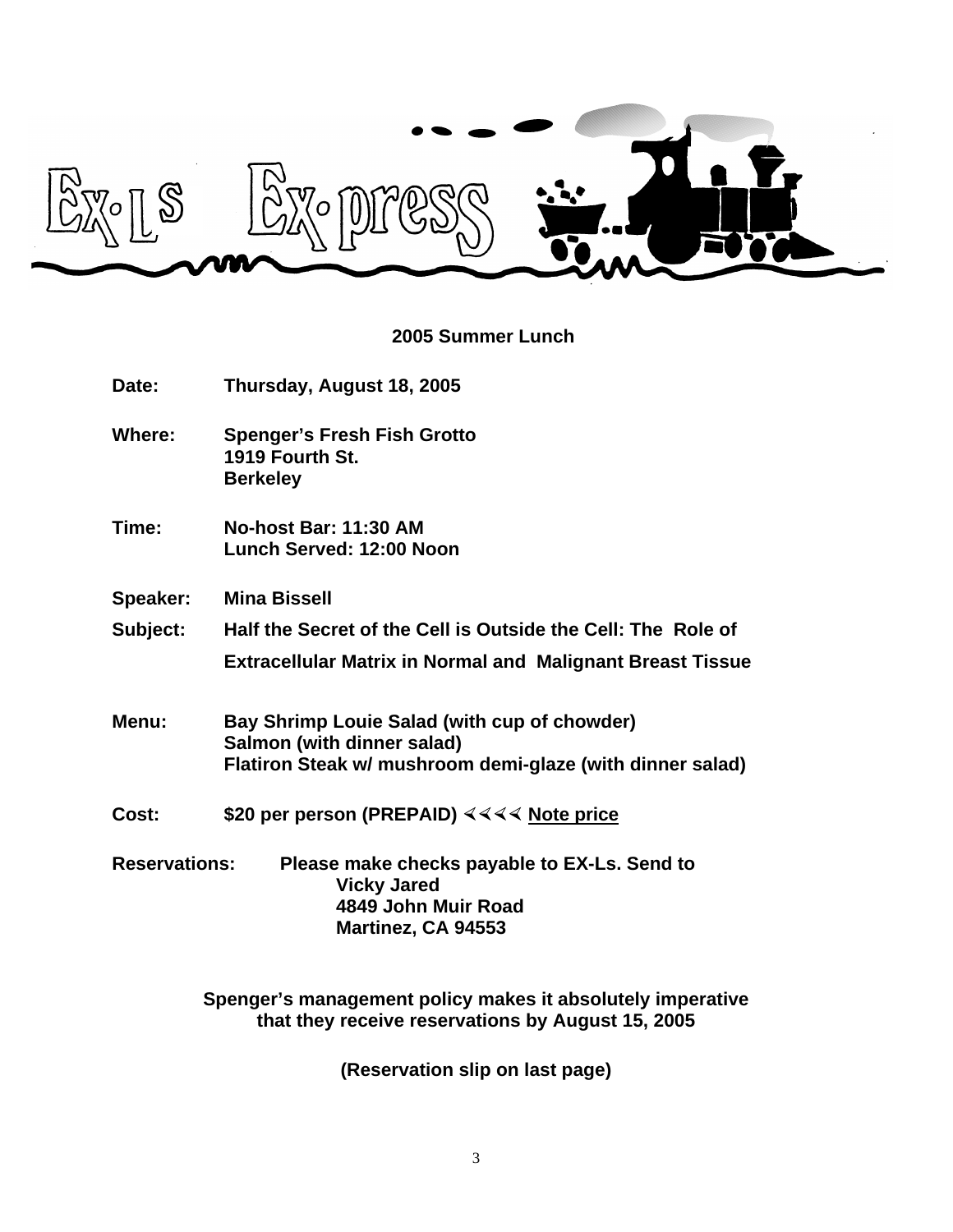# EX-Ls Ex-press

## 2005 Summer Lunch

**Date:** Thursday, August 18, 2005

**Where:** Spenger's Fresh Fish Grotto
1919 Fourth St.
Berkeley

**Time:** No-host Bar: 11:30 AM
Lunch Served: 12:00 Noon

**Speaker:** Mina Bissell

**Subject:** Half the Secret of the Cell is Outside the Cell: The Role of Extracellular Matrix in Normal and Malignant Breast Tissue

**Menu:** Bay Shrimp Louie Salad (with cup of chowder)
Salmon (with dinner salad)
Flatiron Steak w/ mushroom demi-glaze (with dinner salad)

**Cost:** $20 per person (PREPAID) ∢∢∢∢ <u>Note price</u>

**Reservations:** Please make checks payable to EX-Ls. Send to
Vicky Jared
4849 John Muir Road
Martinez, CA 94553

**Spenger's management policy makes it absolutely imperative that they receive reservations by August 15, 2005**

**(Reservation slip on last page)**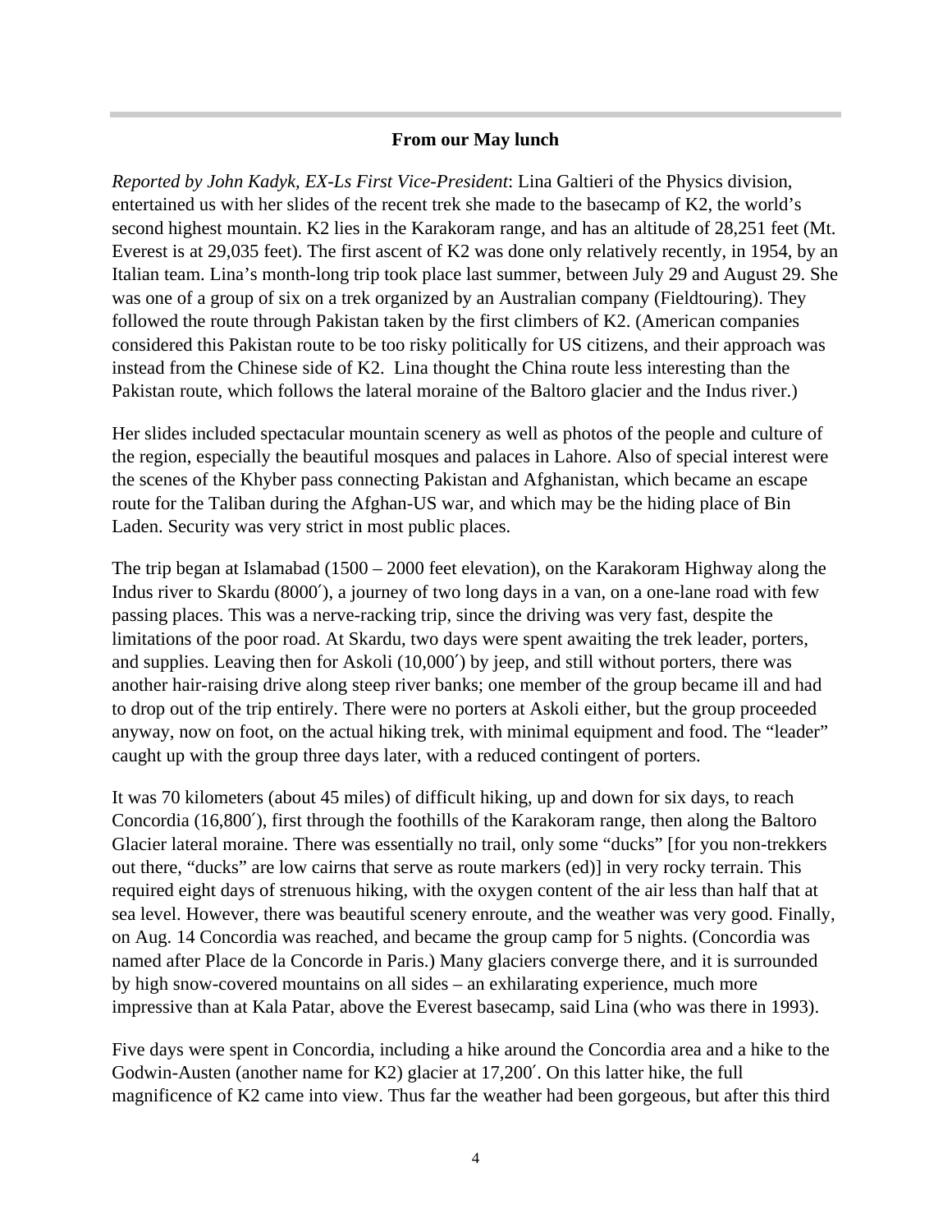### From our May lunch

*Reported by John Kadyk, EX-Ls First Vice-President*: Lina Galtieri of the Physics division, entertained us with her slides of the recent trek she made to the basecamp of K2, the world's second highest mountain. K2 lies in the Karakoram range, and has an altitude of 28,251 feet (Mt. Everest is at 29,035 feet). The first ascent of K2 was done only relatively recently, in 1954, by an Italian team. Lina's month-long trip took place last summer, between July 29 and August 29. She was one of a group of six on a trek organized by an Australian company (Fieldtouring). They followed the route through Pakistan taken by the first climbers of K2. (American companies considered this Pakistan route to be too risky politically for US citizens, and their approach was instead from the Chinese side of K2. Lina thought the China route less interesting than the Pakistan route, which follows the lateral moraine of the Baltoro glacier and the Indus river.)

Her slides included spectacular mountain scenery as well as photos of the people and culture of the region, especially the beautiful mosques and palaces in Lahore. Also of special interest were the scenes of the Khyber pass connecting Pakistan and Afghanistan, which became an escape route for the Taliban during the Afghan-US war, and which may be the hiding place of Bin Laden. Security was very strict in most public places.

The trip began at Islamabad (1500 – 2000 feet elevation), on the Karakoram Highway along the Indus river to Skardu (8000′), a journey of two long days in a van, on a one-lane road with few passing places. This was a nerve-racking trip, since the driving was very fast, despite the limitations of the poor road. At Skardu, two days were spent awaiting the trek leader, porters, and supplies. Leaving then for Askoli (10,000′) by jeep, and still without porters, there was another hair-raising drive along steep river banks; one member of the group became ill and had to drop out of the trip entirely. There were no porters at Askoli either, but the group proceeded anyway, now on foot, on the actual hiking trek, with minimal equipment and food. The "leader" caught up with the group three days later, with a reduced contingent of porters.

It was 70 kilometers (about 45 miles) of difficult hiking, up and down for six days, to reach Concordia (16,800′), first through the foothills of the Karakoram range, then along the Baltoro Glacier lateral moraine. There was essentially no trail, only some "ducks" [for you non-trekkers out there, "ducks" are low cairns that serve as route markers (ed)] in very rocky terrain. This required eight days of strenuous hiking, with the oxygen content of the air less than half that at sea level. However, there was beautiful scenery enroute, and the weather was very good. Finally, on Aug. 14 Concordia was reached, and became the group camp for 5 nights. (Concordia was named after Place de la Concorde in Paris.) Many glaciers converge there, and it is surrounded by high snow-covered mountains on all sides – an exhilarating experience, much more impressive than at Kala Patar, above the Everest basecamp, said Lina (who was there in 1993).

Five days were spent in Concordia, including a hike around the Concordia area and a hike to the Godwin-Austen (another name for K2) glacier at 17,200′. On this latter hike, the full magnificence of K2 came into view. Thus far the weather had been gorgeous, but after this third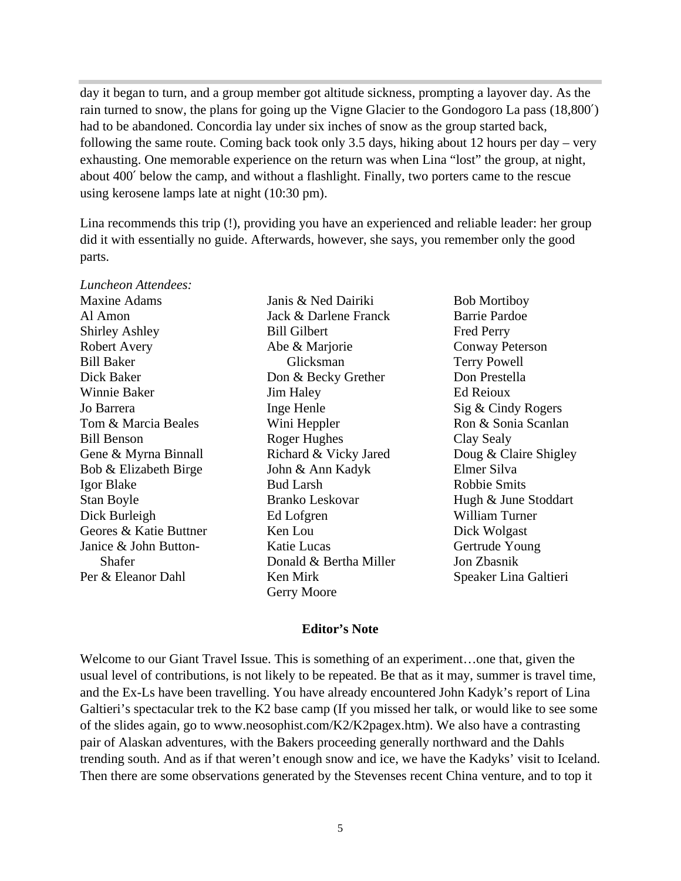day it began to turn, and a group member got altitude sickness, prompting a layover day. As the rain turned to snow, the plans for going up the Vigne Glacier to the Gondogoro La pass (18,800′) had to be abandoned. Concordia lay under six inches of snow as the group started back, following the same route. Coming back took only 3.5 days, hiking about 12 hours per day – very exhausting. One memorable experience on the return was when Lina "lost" the group, at night, about 400′ below the camp, and without a flashlight. Finally, two porters came to the rescue using kerosene lamps late at night (10:30 pm).

Lina recommends this trip (!), providing you have an experienced and reliable leader: her group did it with essentially no guide. Afterwards, however, she says, you remember only the good parts.

*Luncheon Attendees:*

Maxine Adams
Al Amon
Shirley Ashley
Robert Avery
Bill Baker
Dick Baker
Winnie Baker
Jo Barrera
Tom & Marcia Beales
Bill Benson
Gene & Myrna Binnall
Bob & Elizabeth Birge
Igor Blake
Stan Boyle
Dick Burleigh
Geores & Katie Buttner
Janice & John Button-Shafer
Per & Eleanor Dahl
Janis & Ned Dairiki
Jack & Darlene Franck
Bill Gilbert
Abe & Marjorie Glicksman
Don & Becky Grether
Jim Haley
Inge Henle
Wini Heppler
Roger Hughes
Richard & Vicky Jared
John & Ann Kadyk
Bud Larsh
Branko Leskovar
Ed Lofgren
Ken Lou
Katie Lucas
Donald & Bertha Miller
Ken Mirk
Gerry Moore
Bob Mortiboy
Barrie Pardoe
Fred Perry
Conway Peterson
Terry Powell
Don Prestella
Ed Reioux
Sig & Cindy Rogers
Ron & Sonia Scanlan
Clay Sealy
Doug & Claire Shigley
Elmer Silva
Robbie Smits
Hugh & June Stoddart
William Turner
Dick Wolgast
Gertrude Young
Jon Zbasnik
Speaker Lina Galtieri

**Editor's Note**

Welcome to our Giant Travel Issue. This is something of an experiment…one that, given the usual level of contributions, is not likely to be repeated. Be that as it may, summer is travel time, and the Ex-Ls have been travelling. You have already encountered John Kadyk's report of Lina Galtieri's spectacular trek to the K2 base camp (If you missed her talk, or would like to see some of the slides again, go to www.neosophist.com/K2/K2pagex.htm). We also have a contrasting pair of Alaskan adventures, with the Bakers proceeding generally northward and the Dahls trending south. And as if that weren't enough snow and ice, we have the Kadyks' visit to Iceland. Then there are some observations generated by the Stevenses recent China venture, and to top it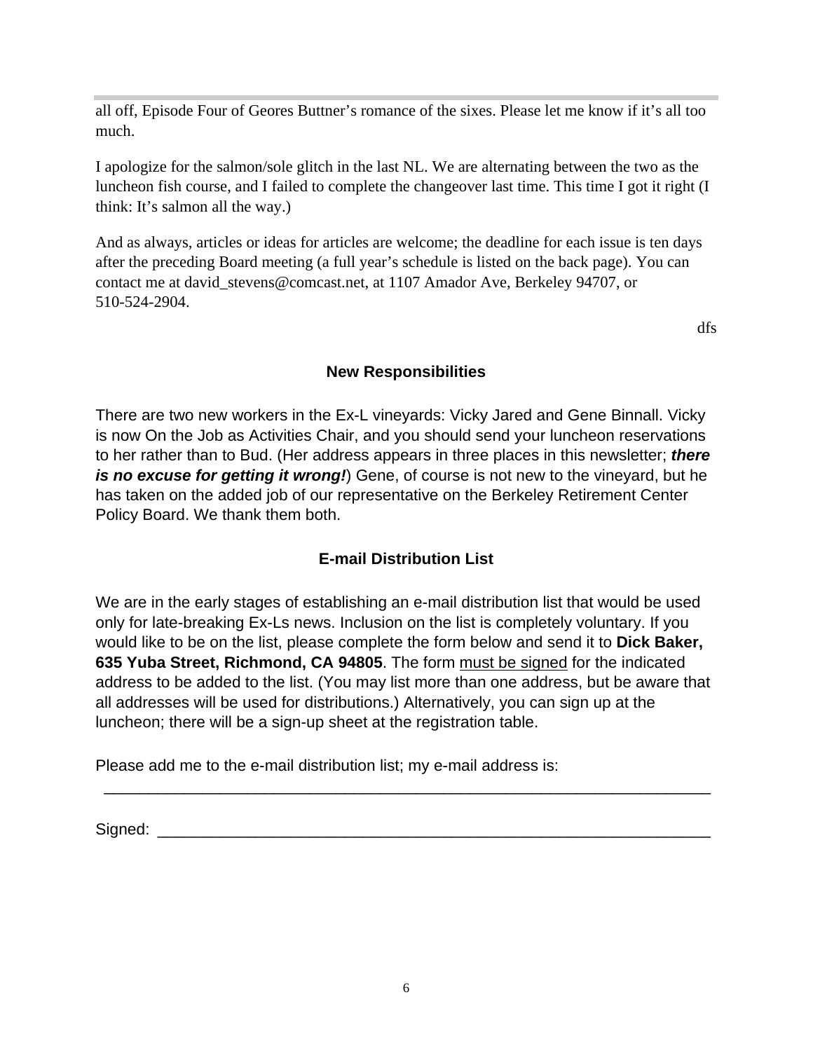all off, Episode Four of Geores Buttner's romance of the sixes. Please let me know if it's all too much.

I apologize for the salmon/sole glitch in the last NL. We are alternating between the two as the luncheon fish course, and I failed to complete the changeover last time. This time I got it right (I think: It's salmon all the way.)

And as always, articles or ideas for articles are welcome; the deadline for each issue is ten days after the preceding Board meeting (a full year's schedule is listed on the back page). You can contact me at david_stevens@comcast.net, at 1107 Amador Ave, Berkeley 94707, or 510-524-2904.

dfs

## New Responsibilities

There are two new workers in the Ex-L vineyards: Vicky Jared and Gene Binnall. Vicky is now On the Job as Activities Chair, and you should send your luncheon reservations to her rather than to Bud. (Her address appears in three places in this newsletter; ***there is no excuse for getting it wrong!***) Gene, of course is not new to the vineyard, but he has taken on the added job of our representative on the Berkeley Retirement Center Policy Board. We thank them both.

## E-mail Distribution List

We are in the early stages of establishing an e-mail distribution list that would be used only for late-breaking Ex-Ls news. Inclusion on the list is completely voluntary. If you would like to be on the list, please complete the form below and send it to **Dick Baker, 635 Yuba Street, Richmond, CA 94805**. The form <u>must be signed</u> for the indicated address to be added to the list. (You may list more than one address, but be aware that all addresses will be used for distributions.) Alternatively, you can sign up at the luncheon; there will be a sign-up sheet at the registration table.

Please add me to the e-mail distribution list; my e-mail address is:

______________________________________________________________________

Signed: ______________________________________________________________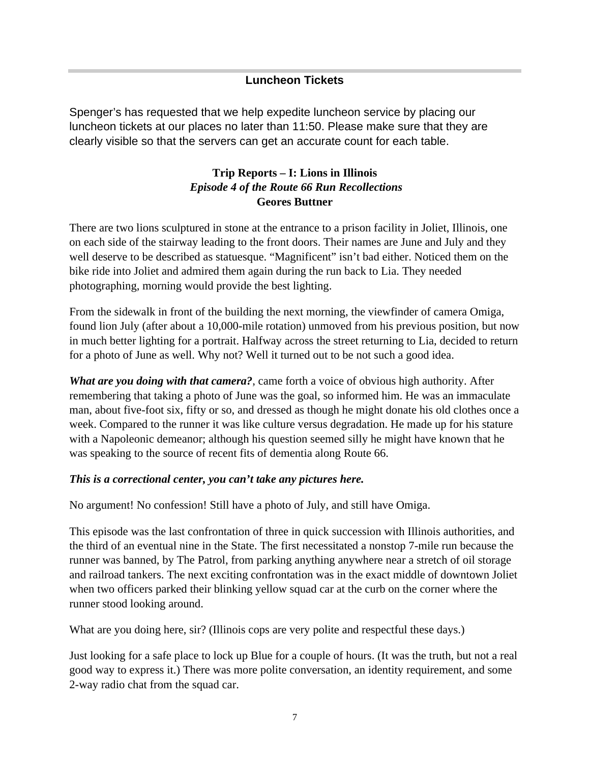## Luncheon Tickets

Spenger's has requested that we help expedite luncheon service by placing our luncheon tickets at our places no later than 11:50. Please make sure that they are clearly visible so that the servers can get an accurate count for each table.

### Trip Reports – I: Lions in Illinois
***Episode 4 of the Route 66 Run Recollections***
**Geores Buttner**

There are two lions sculptured in stone at the entrance to a prison facility in Joliet, Illinois, one on each side of the stairway leading to the front doors. Their names are June and July and they well deserve to be described as statuesque. "Magnificent" isn't bad either. Noticed them on the bike ride into Joliet and admired them again during the run back to Lia. They needed photographing, morning would provide the best lighting.

From the sidewalk in front of the building the next morning, the viewfinder of camera Omiga, found lion July (after about a 10,000-mile rotation) unmoved from his previous position, but now in much better lighting for a portrait. Halfway across the street returning to Lia, decided to return for a photo of June as well. Why not? Well it turned out to be not such a good idea.

***What are you doing with that camera?***, came forth a voice of obvious high authority. After remembering that taking a photo of June was the goal, so informed him. He was an immaculate man, about five-foot six, fifty or so, and dressed as though he might donate his old clothes once a week. Compared to the runner it was like culture versus degradation. He made up for his stature with a Napoleonic demeanor; although his question seemed silly he might have known that he was speaking to the source of recent fits of dementia along Route 66.

***This is a correctional center, you can't take any pictures here.***

No argument! No confession! Still have a photo of July, and still have Omiga.

This episode was the last confrontation of three in quick succession with Illinois authorities, and the third of an eventual nine in the State. The first necessitated a nonstop 7-mile run because the runner was banned, by The Patrol, from parking anything anywhere near a stretch of oil storage and railroad tankers. The next exciting confrontation was in the exact middle of downtown Joliet when two officers parked their blinking yellow squad car at the curb on the corner where the runner stood looking around.

What are you doing here, sir? (Illinois cops are very polite and respectful these days.)

Just looking for a safe place to lock up Blue for a couple of hours. (It was the truth, but not a real good way to express it.) There was more polite conversation, an identity requirement, and some 2-way radio chat from the squad car.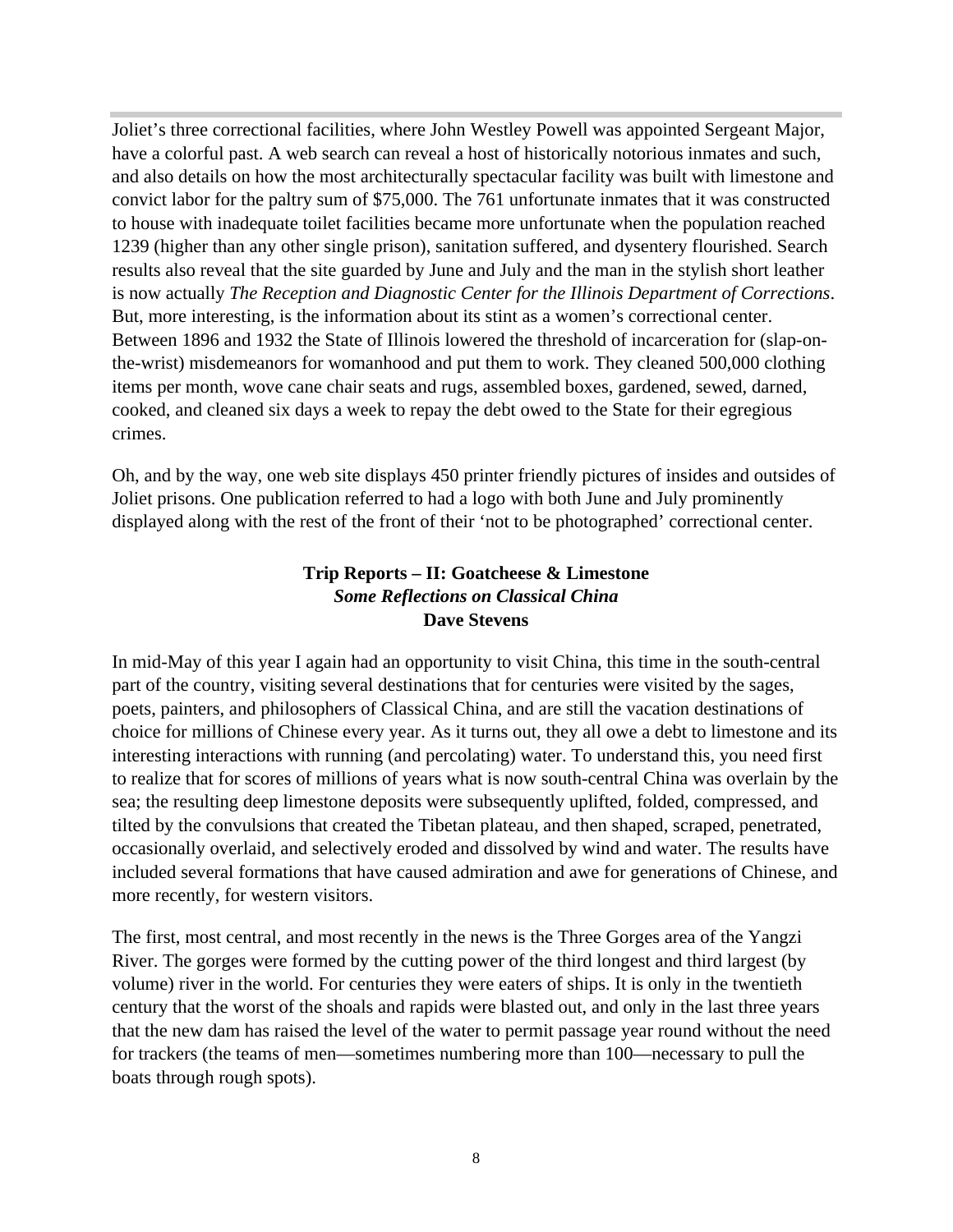Joliet's three correctional facilities, where John Westley Powell was appointed Sergeant Major, have a colorful past. A web search can reveal a host of historically notorious inmates and such, and also details on how the most architecturally spectacular facility was built with limestone and convict labor for the paltry sum of $75,000. The 761 unfortunate inmates that it was constructed to house with inadequate toilet facilities became more unfortunate when the population reached 1239 (higher than any other single prison), sanitation suffered, and dysentery flourished. Search results also reveal that the site guarded by June and July and the man in the stylish short leather is now actually *The Reception and Diagnostic Center for the Illinois Department of Corrections*. But, more interesting, is the information about its stint as a women's correctional center. Between 1896 and 1932 the State of Illinois lowered the threshold of incarceration for (slap-on-the-wrist) misdemeanors for womanhood and put them to work. They cleaned 500,000 clothing items per month, wove cane chair seats and rugs, assembled boxes, gardened, sewed, darned, cooked, and cleaned six days a week to repay the debt owed to the State for their egregious crimes.

Oh, and by the way, one web site displays 450 printer friendly pictures of insides and outsides of Joliet prisons. One publication referred to had a logo with both June and July prominently displayed along with the rest of the front of their 'not to be photographed' correctional center.

## Trip Reports – II: Goatcheese & Limestone

***Some Reflections on Classical China***

**Dave Stevens**

In mid-May of this year I again had an opportunity to visit China, this time in the south-central part of the country, visiting several destinations that for centuries were visited by the sages, poets, painters, and philosophers of Classical China, and are still the vacation destinations of choice for millions of Chinese every year. As it turns out, they all owe a debt to limestone and its interesting interactions with running (and percolating) water. To understand this, you need first to realize that for scores of millions of years what is now south-central China was overlain by the sea; the resulting deep limestone deposits were subsequently uplifted, folded, compressed, and tilted by the convulsions that created the Tibetan plateau, and then shaped, scraped, penetrated, occasionally overlaid, and selectively eroded and dissolved by wind and water. The results have included several formations that have caused admiration and awe for generations of Chinese, and more recently, for western visitors.

The first, most central, and most recently in the news is the Three Gorges area of the Yangzi River. The gorges were formed by the cutting power of the third longest and third largest (by volume) river in the world. For centuries they were eaters of ships. It is only in the twentieth century that the worst of the shoals and rapids were blasted out, and only in the last three years that the new dam has raised the level of the water to permit passage year round without the need for trackers (the teams of men—sometimes numbering more than 100—necessary to pull the boats through rough spots).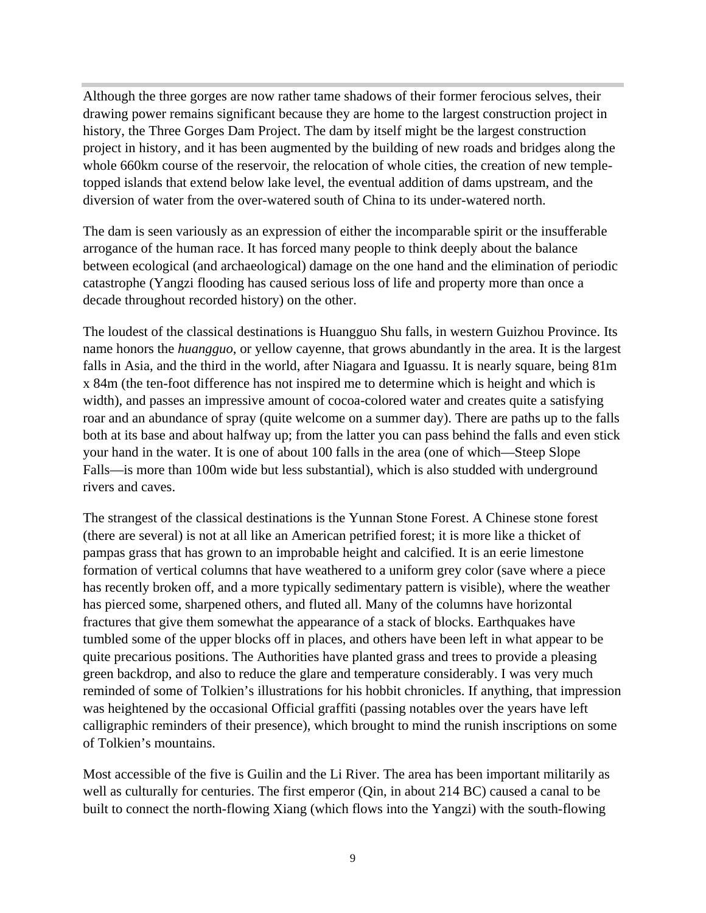Although the three gorges are now rather tame shadows of their former ferocious selves, their drawing power remains significant because they are home to the largest construction project in history, the Three Gorges Dam Project. The dam by itself might be the largest construction project in history, and it has been augmented by the building of new roads and bridges along the whole 660km course of the reservoir, the relocation of whole cities, the creation of new temple-topped islands that extend below lake level, the eventual addition of dams upstream, and the diversion of water from the over-watered south of China to its under-watered north.

The dam is seen variously as an expression of either the incomparable spirit or the insufferable arrogance of the human race. It has forced many people to think deeply about the balance between ecological (and archaeological) damage on the one hand and the elimination of periodic catastrophe (Yangzi flooding has caused serious loss of life and property more than once a decade throughout recorded history) on the other.

The loudest of the classical destinations is Huangguo Shu falls, in western Guizhou Province. Its name honors the *huangguo*, or yellow cayenne, that grows abundantly in the area. It is the largest falls in Asia, and the third in the world, after Niagara and Iguassu. It is nearly square, being 81m x 84m (the ten-foot difference has not inspired me to determine which is height and which is width), and passes an impressive amount of cocoa-colored water and creates quite a satisfying roar and an abundance of spray (quite welcome on a summer day). There are paths up to the falls both at its base and about halfway up; from the latter you can pass behind the falls and even stick your hand in the water. It is one of about 100 falls in the area (one of which—Steep Slope Falls—is more than 100m wide but less substantial), which is also studded with underground rivers and caves.

The strangest of the classical destinations is the Yunnan Stone Forest. A Chinese stone forest (there are several) is not at all like an American petrified forest; it is more like a thicket of pampas grass that has grown to an improbable height and calcified. It is an eerie limestone formation of vertical columns that have weathered to a uniform grey color (save where a piece has recently broken off, and a more typically sedimentary pattern is visible), where the weather has pierced some, sharpened others, and fluted all. Many of the columns have horizontal fractures that give them somewhat the appearance of a stack of blocks. Earthquakes have tumbled some of the upper blocks off in places, and others have been left in what appear to be quite precarious positions. The Authorities have planted grass and trees to provide a pleasing green backdrop, and also to reduce the glare and temperature considerably. I was very much reminded of some of Tolkien's illustrations for his hobbit chronicles. If anything, that impression was heightened by the occasional Official graffiti (passing notables over the years have left calligraphic reminders of their presence), which brought to mind the runish inscriptions on some of Tolkien's mountains.

Most accessible of the five is Guilin and the Li River. The area has been important militarily as well as culturally for centuries. The first emperor (Qin, in about 214 BC) caused a canal to be built to connect the north-flowing Xiang (which flows into the Yangzi) with the south-flowing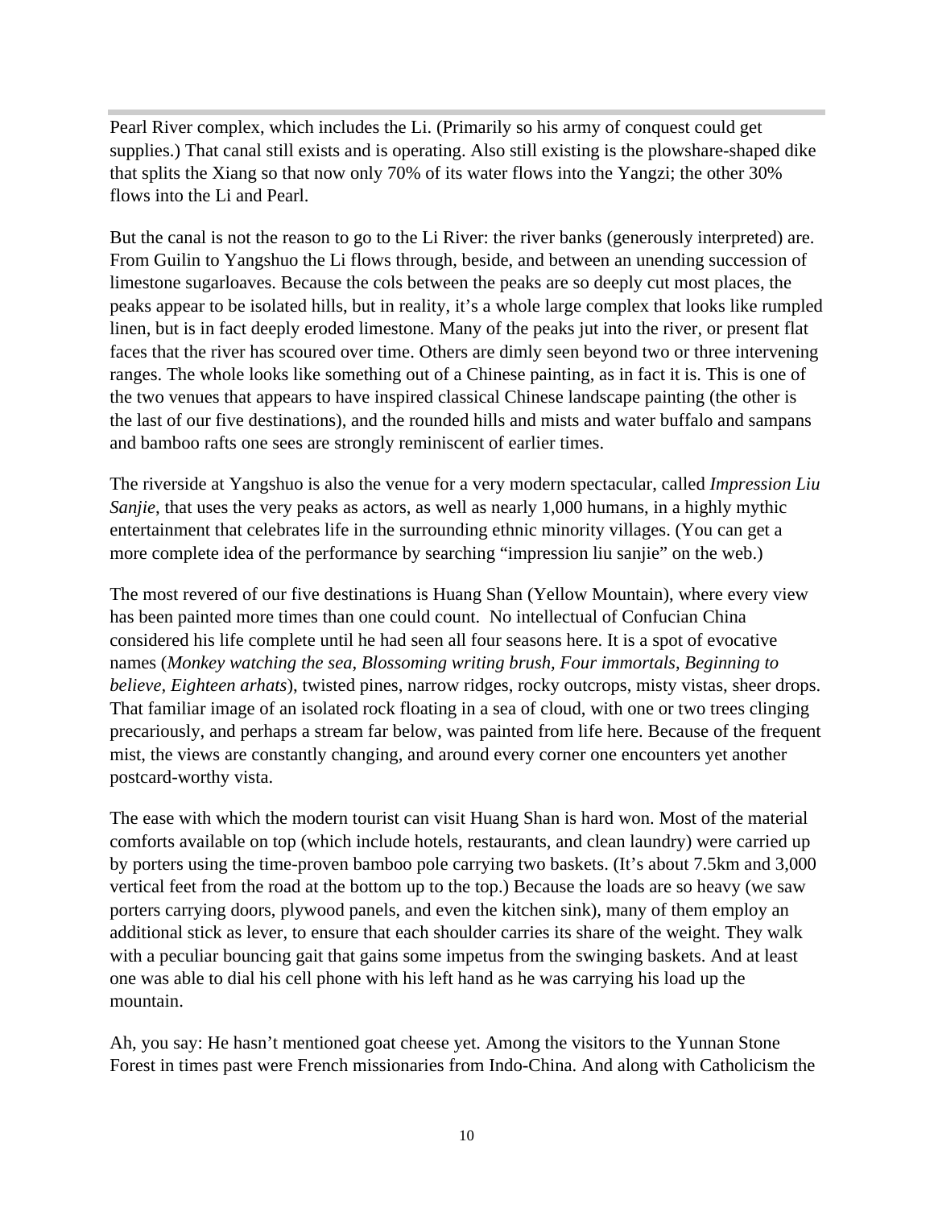Pearl River complex, which includes the Li. (Primarily so his army of conquest could get supplies.) That canal still exists and is operating. Also still existing is the plowshare-shaped dike that splits the Xiang so that now only 70% of its water flows into the Yangzi; the other 30% flows into the Li and Pearl.

But the canal is not the reason to go to the Li River: the river banks (generously interpreted) are. From Guilin to Yangshuo the Li flows through, beside, and between an unending succession of limestone sugarloaves. Because the cols between the peaks are so deeply cut most places, the peaks appear to be isolated hills, but in reality, it's a whole large complex that looks like rumpled linen, but is in fact deeply eroded limestone. Many of the peaks jut into the river, or present flat faces that the river has scoured over time. Others are dimly seen beyond two or three intervening ranges. The whole looks like something out of a Chinese painting, as in fact it is. This is one of the two venues that appears to have inspired classical Chinese landscape painting (the other is the last of our five destinations), and the rounded hills and mists and water buffalo and sampans and bamboo rafts one sees are strongly reminiscent of earlier times.

The riverside at Yangshuo is also the venue for a very modern spectacular, called *Impression Liu Sanjie*, that uses the very peaks as actors, as well as nearly 1,000 humans, in a highly mythic entertainment that celebrates life in the surrounding ethnic minority villages. (You can get a more complete idea of the performance by searching "impression liu sanjie" on the web.)

The most revered of our five destinations is Huang Shan (Yellow Mountain), where every view has been painted more times than one could count. No intellectual of Confucian China considered his life complete until he had seen all four seasons here. It is a spot of evocative names (*Monkey watching the sea*, *Blossoming writing brush*, *Four immortals*, *Beginning to believe, Eighteen arhats*), twisted pines, narrow ridges, rocky outcrops, misty vistas, sheer drops. That familiar image of an isolated rock floating in a sea of cloud, with one or two trees clinging precariously, and perhaps a stream far below, was painted from life here. Because of the frequent mist, the views are constantly changing, and around every corner one encounters yet another postcard-worthy vista.

The ease with which the modern tourist can visit Huang Shan is hard won. Most of the material comforts available on top (which include hotels, restaurants, and clean laundry) were carried up by porters using the time-proven bamboo pole carrying two baskets. (It's about 7.5km and 3,000 vertical feet from the road at the bottom up to the top.) Because the loads are so heavy (we saw porters carrying doors, plywood panels, and even the kitchen sink), many of them employ an additional stick as lever, to ensure that each shoulder carries its share of the weight. They walk with a peculiar bouncing gait that gains some impetus from the swinging baskets. And at least one was able to dial his cell phone with his left hand as he was carrying his load up the mountain.

Ah, you say: He hasn't mentioned goat cheese yet. Among the visitors to the Yunnan Stone Forest in times past were French missionaries from Indo-China. And along with Catholicism the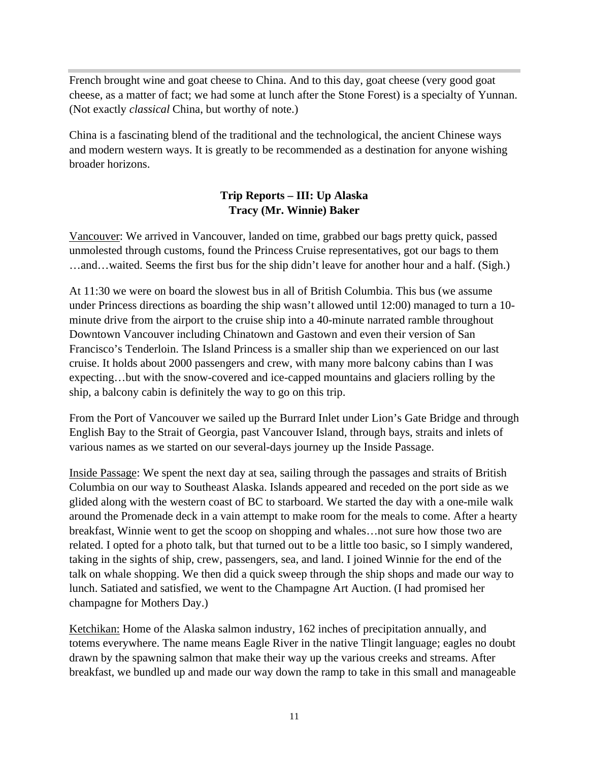French brought wine and goat cheese to China. And to this day, goat cheese (very good goat cheese, as a matter of fact; we had some at lunch after the Stone Forest) is a specialty of Yunnan. (Not exactly *classical* China, but worthy of note.)

China is a fascinating blend of the traditional and the technological, the ancient Chinese ways and modern western ways. It is greatly to be recommended as a destination for anyone wishing broader horizons.

## Trip Reports – III: Up Alaska
### Tracy (Mr. Winnie) Baker

Vancouver: We arrived in Vancouver, landed on time, grabbed our bags pretty quick, passed unmolested through customs, found the Princess Cruise representatives, got our bags to them …and…waited. Seems the first bus for the ship didn't leave for another hour and a half. (Sigh.)

At 11:30 we were on board the slowest bus in all of British Columbia. This bus (we assume under Princess directions as boarding the ship wasn't allowed until 12:00) managed to turn a 10-minute drive from the airport to the cruise ship into a 40-minute narrated ramble throughout Downtown Vancouver including Chinatown and Gastown and even their version of San Francisco's Tenderloin. The Island Princess is a smaller ship than we experienced on our last cruise. It holds about 2000 passengers and crew, with many more balcony cabins than I was expecting…but with the snow-covered and ice-capped mountains and glaciers rolling by the ship, a balcony cabin is definitely the way to go on this trip.

From the Port of Vancouver we sailed up the Burrard Inlet under Lion's Gate Bridge and through English Bay to the Strait of Georgia, past Vancouver Island, through bays, straits and inlets of various names as we started on our several-days journey up the Inside Passage.

Inside Passage: We spent the next day at sea, sailing through the passages and straits of British Columbia on our way to Southeast Alaska. Islands appeared and receded on the port side as we glided along with the western coast of BC to starboard. We started the day with a one-mile walk around the Promenade deck in a vain attempt to make room for the meals to come. After a hearty breakfast, Winnie went to get the scoop on shopping and whales…not sure how those two are related. I opted for a photo talk, but that turned out to be a little too basic, so I simply wandered, taking in the sights of ship, crew, passengers, sea, and land. I joined Winnie for the end of the talk on whale shopping. We then did a quick sweep through the ship shops and made our way to lunch. Satiated and satisfied, we went to the Champagne Art Auction. (I had promised her champagne for Mothers Day.)

Ketchikan: Home of the Alaska salmon industry, 162 inches of precipitation annually, and totems everywhere. The name means Eagle River in the native Tlingit language; eagles no doubt drawn by the spawning salmon that make their way up the various creeks and streams. After breakfast, we bundled up and made our way down the ramp to take in this small and manageable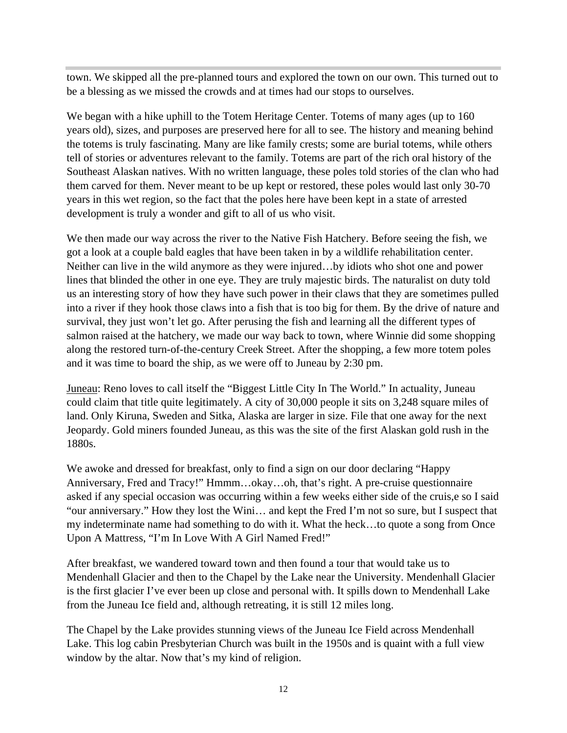town. We skipped all the pre-planned tours and explored the town on our own. This turned out to be a blessing as we missed the crowds and at times had our stops to ourselves.

We began with a hike uphill to the Totem Heritage Center. Totems of many ages (up to 160 years old), sizes, and purposes are preserved here for all to see. The history and meaning behind the totems is truly fascinating. Many are like family crests; some are burial totems, while others tell of stories or adventures relevant to the family. Totems are part of the rich oral history of the Southeast Alaskan natives. With no written language, these poles told stories of the clan who had them carved for them. Never meant to be up kept or restored, these poles would last only 30-70 years in this wet region, so the fact that the poles here have been kept in a state of arrested development is truly a wonder and gift to all of us who visit.

We then made our way across the river to the Native Fish Hatchery. Before seeing the fish, we got a look at a couple bald eagles that have been taken in by a wildlife rehabilitation center. Neither can live in the wild anymore as they were injured…by idiots who shot one and power lines that blinded the other in one eye. They are truly majestic birds. The naturalist on duty told us an interesting story of how they have such power in their claws that they are sometimes pulled into a river if they hook those claws into a fish that is too big for them. By the drive of nature and survival, they just won't let go. After perusing the fish and learning all the different types of salmon raised at the hatchery, we made our way back to town, where Winnie did some shopping along the restored turn-of-the-century Creek Street. After the shopping, a few more totem poles and it was time to board the ship, as we were off to Juneau by 2:30 pm.

<u>Juneau</u>: Reno loves to call itself the "Biggest Little City In The World." In actuality, Juneau could claim that title quite legitimately. A city of 30,000 people it sits on 3,248 square miles of land. Only Kiruna, Sweden and Sitka, Alaska are larger in size. File that one away for the next Jeopardy. Gold miners founded Juneau, as this was the site of the first Alaskan gold rush in the 1880s.

We awoke and dressed for breakfast, only to find a sign on our door declaring "Happy Anniversary, Fred and Tracy!" Hmmm…okay…oh, that's right. A pre-cruise questionnaire asked if any special occasion was occurring within a few weeks either side of the cruis,e so I said "our anniversary." How they lost the Wini… and kept the Fred I'm not so sure, but I suspect that my indeterminate name had something to do with it. What the heck…to quote a song from Once Upon A Mattress, "I'm In Love With A Girl Named Fred!"

After breakfast, we wandered toward town and then found a tour that would take us to Mendenhall Glacier and then to the Chapel by the Lake near the University. Mendenhall Glacier is the first glacier I've ever been up close and personal with. It spills down to Mendenhall Lake from the Juneau Ice field and, although retreating, it is still 12 miles long.

The Chapel by the Lake provides stunning views of the Juneau Ice Field across Mendenhall Lake. This log cabin Presbyterian Church was built in the 1950s and is quaint with a full view window by the altar. Now that's my kind of religion.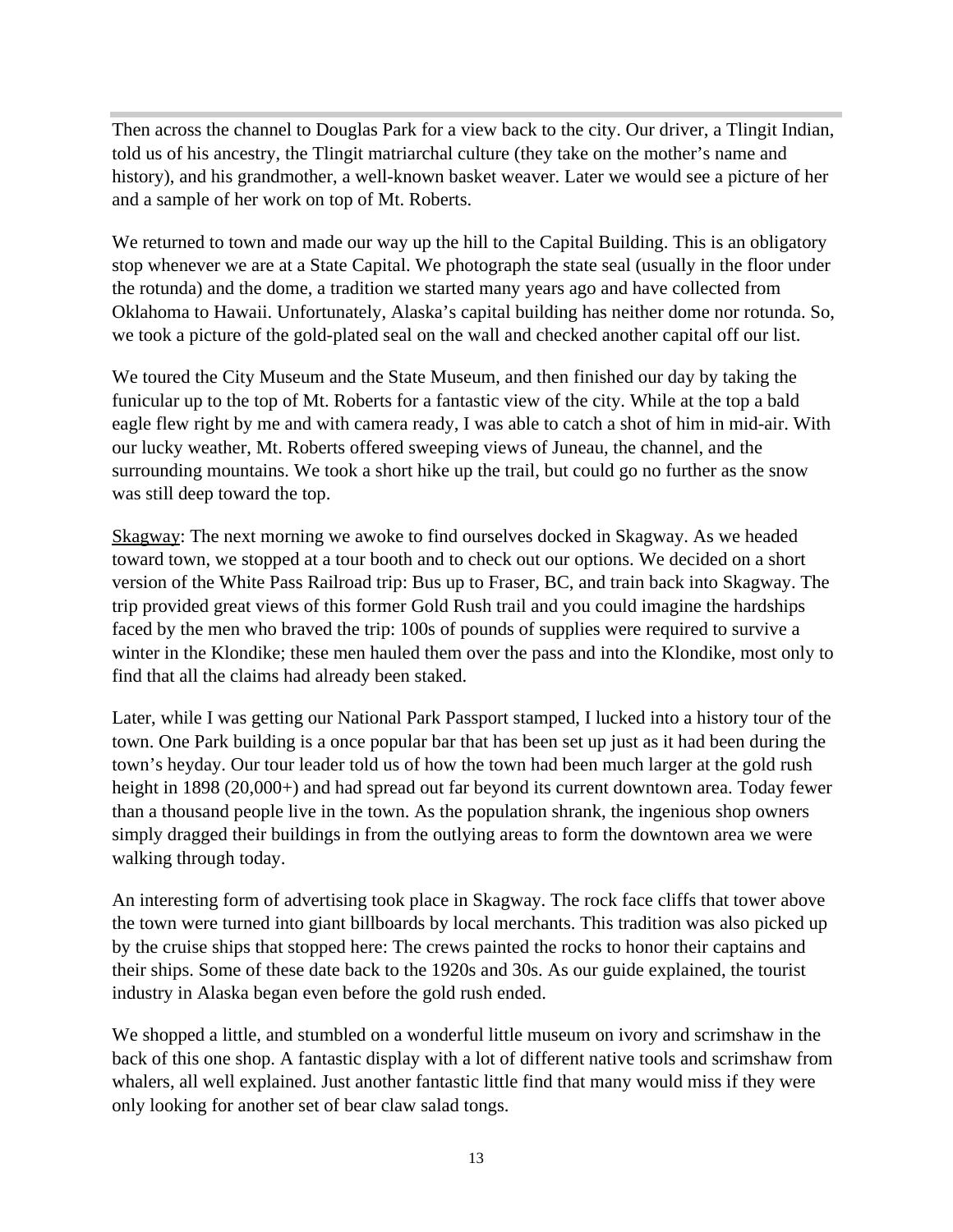Then across the channel to Douglas Park for a view back to the city. Our driver, a Tlingit Indian, told us of his ancestry, the Tlingit matriarchal culture (they take on the mother's name and history), and his grandmother, a well-known basket weaver. Later we would see a picture of her and a sample of her work on top of Mt. Roberts.

We returned to town and made our way up the hill to the Capital Building. This is an obligatory stop whenever we are at a State Capital. We photograph the state seal (usually in the floor under the rotunda) and the dome, a tradition we started many years ago and have collected from Oklahoma to Hawaii. Unfortunately, Alaska's capital building has neither dome nor rotunda. So, we took a picture of the gold-plated seal on the wall and checked another capital off our list.

We toured the City Museum and the State Museum, and then finished our day by taking the funicular up to the top of Mt. Roberts for a fantastic view of the city. While at the top a bald eagle flew right by me and with camera ready, I was able to catch a shot of him in mid-air. With our lucky weather, Mt. Roberts offered sweeping views of Juneau, the channel, and the surrounding mountains. We took a short hike up the trail, but could go no further as the snow was still deep toward the top.

<u>Skagway</u>: The next morning we awoke to find ourselves docked in Skagway. As we headed toward town, we stopped at a tour booth and to check out our options. We decided on a short version of the White Pass Railroad trip: Bus up to Fraser, BC, and train back into Skagway. The trip provided great views of this former Gold Rush trail and you could imagine the hardships faced by the men who braved the trip: 100s of pounds of supplies were required to survive a winter in the Klondike; these men hauled them over the pass and into the Klondike, most only to find that all the claims had already been staked.

Later, while I was getting our National Park Passport stamped, I lucked into a history tour of the town. One Park building is a once popular bar that has been set up just as it had been during the town's heyday. Our tour leader told us of how the town had been much larger at the gold rush height in 1898 (20,000+) and had spread out far beyond its current downtown area. Today fewer than a thousand people live in the town. As the population shrank, the ingenious shop owners simply dragged their buildings in from the outlying areas to form the downtown area we were walking through today.

An interesting form of advertising took place in Skagway. The rock face cliffs that tower above the town were turned into giant billboards by local merchants. This tradition was also picked up by the cruise ships that stopped here: The crews painted the rocks to honor their captains and their ships. Some of these date back to the 1920s and 30s. As our guide explained, the tourist industry in Alaska began even before the gold rush ended.

We shopped a little, and stumbled on a wonderful little museum on ivory and scrimshaw in the back of this one shop. A fantastic display with a lot of different native tools and scrimshaw from whalers, all well explained. Just another fantastic little find that many would miss if they were only looking for another set of bear claw salad tongs.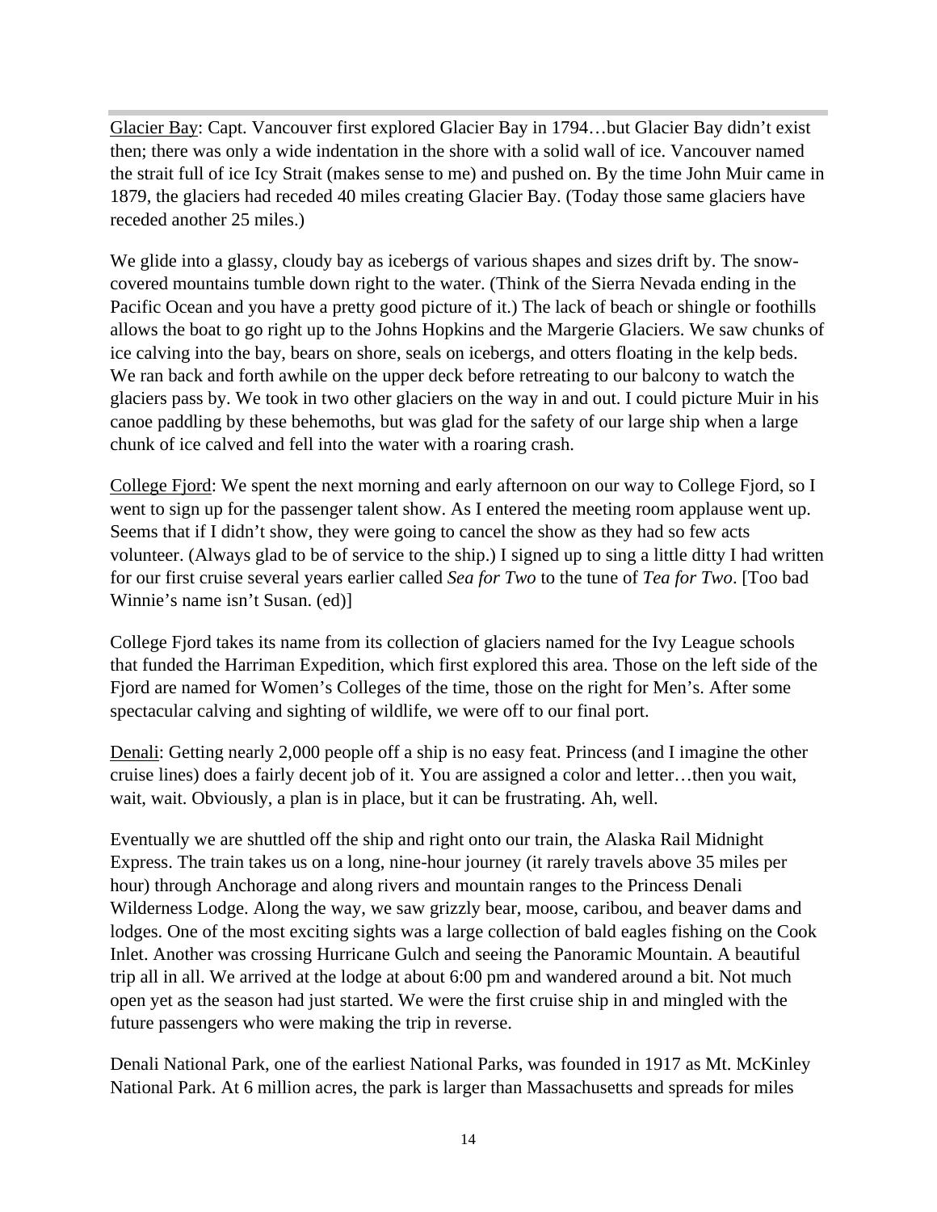Glacier Bay: Capt. Vancouver first explored Glacier Bay in 1794…but Glacier Bay didn't exist then; there was only a wide indentation in the shore with a solid wall of ice. Vancouver named the strait full of ice Icy Strait (makes sense to me) and pushed on. By the time John Muir came in 1879, the glaciers had receded 40 miles creating Glacier Bay. (Today those same glaciers have receded another 25 miles.)

We glide into a glassy, cloudy bay as icebergs of various shapes and sizes drift by. The snow-covered mountains tumble down right to the water. (Think of the Sierra Nevada ending in the Pacific Ocean and you have a pretty good picture of it.) The lack of beach or shingle or foothills allows the boat to go right up to the Johns Hopkins and the Margerie Glaciers. We saw chunks of ice calving into the bay, bears on shore, seals on icebergs, and otters floating in the kelp beds. We ran back and forth awhile on the upper deck before retreating to our balcony to watch the glaciers pass by. We took in two other glaciers on the way in and out. I could picture Muir in his canoe paddling by these behemoths, but was glad for the safety of our large ship when a large chunk of ice calved and fell into the water with a roaring crash.

College Fjord: We spent the next morning and early afternoon on our way to College Fjord, so I went to sign up for the passenger talent show. As I entered the meeting room applause went up. Seems that if I didn't show, they were going to cancel the show as they had so few acts volunteer. (Always glad to be of service to the ship.) I signed up to sing a little ditty I had written for our first cruise several years earlier called *Sea for Two* to the tune of *Tea for Two*. [Too bad Winnie's name isn't Susan. (ed)]

College Fjord takes its name from its collection of glaciers named for the Ivy League schools that funded the Harriman Expedition, which first explored this area. Those on the left side of the Fjord are named for Women's Colleges of the time, those on the right for Men's. After some spectacular calving and sighting of wildlife, we were off to our final port.

Denali: Getting nearly 2,000 people off a ship is no easy feat. Princess (and I imagine the other cruise lines) does a fairly decent job of it. You are assigned a color and letter…then you wait, wait, wait. Obviously, a plan is in place, but it can be frustrating. Ah, well.

Eventually we are shuttled off the ship and right onto our train, the Alaska Rail Midnight Express. The train takes us on a long, nine-hour journey (it rarely travels above 35 miles per hour) through Anchorage and along rivers and mountain ranges to the Princess Denali Wilderness Lodge. Along the way, we saw grizzly bear, moose, caribou, and beaver dams and lodges. One of the most exciting sights was a large collection of bald eagles fishing on the Cook Inlet. Another was crossing Hurricane Gulch and seeing the Panoramic Mountain. A beautiful trip all in all. We arrived at the lodge at about 6:00 pm and wandered around a bit. Not much open yet as the season had just started. We were the first cruise ship in and mingled with the future passengers who were making the trip in reverse.

Denali National Park, one of the earliest National Parks, was founded in 1917 as Mt. McKinley National Park. At 6 million acres, the park is larger than Massachusetts and spreads for miles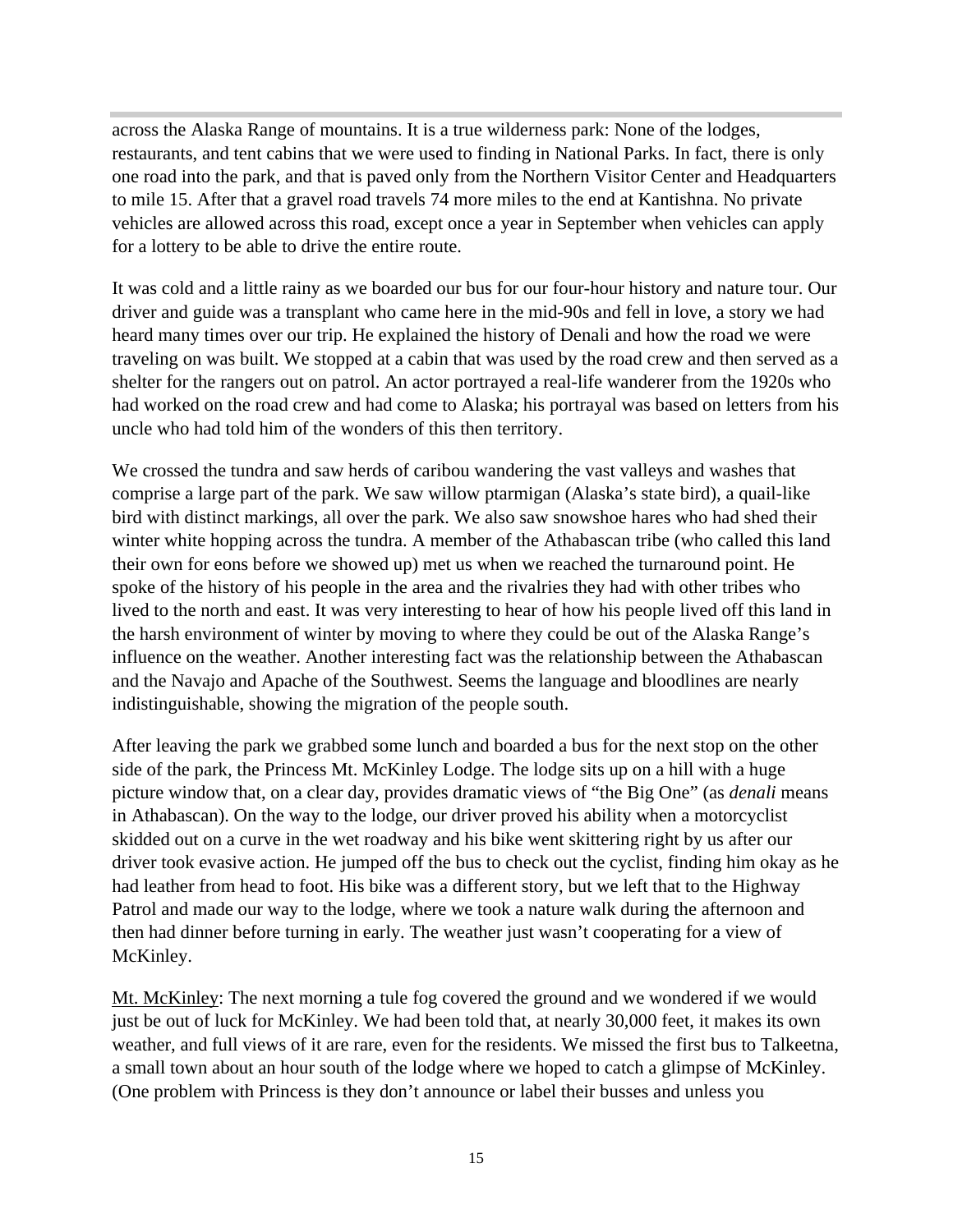across the Alaska Range of mountains. It is a true wilderness park: None of the lodges, restaurants, and tent cabins that we were used to finding in National Parks. In fact, there is only one road into the park, and that is paved only from the Northern Visitor Center and Headquarters to mile 15. After that a gravel road travels 74 more miles to the end at Kantishna. No private vehicles are allowed across this road, except once a year in September when vehicles can apply for a lottery to be able to drive the entire route.

It was cold and a little rainy as we boarded our bus for our four-hour history and nature tour. Our driver and guide was a transplant who came here in the mid-90s and fell in love, a story we had heard many times over our trip. He explained the history of Denali and how the road we were traveling on was built. We stopped at a cabin that was used by the road crew and then served as a shelter for the rangers out on patrol. An actor portrayed a real-life wanderer from the 1920s who had worked on the road crew and had come to Alaska; his portrayal was based on letters from his uncle who had told him of the wonders of this then territory.

We crossed the tundra and saw herds of caribou wandering the vast valleys and washes that comprise a large part of the park. We saw willow ptarmigan (Alaska's state bird), a quail-like bird with distinct markings, all over the park. We also saw snowshoe hares who had shed their winter white hopping across the tundra. A member of the Athabascan tribe (who called this land their own for eons before we showed up) met us when we reached the turnaround point. He spoke of the history of his people in the area and the rivalries they had with other tribes who lived to the north and east. It was very interesting to hear of how his people lived off this land in the harsh environment of winter by moving to where they could be out of the Alaska Range's influence on the weather. Another interesting fact was the relationship between the Athabascan and the Navajo and Apache of the Southwest. Seems the language and bloodlines are nearly indistinguishable, showing the migration of the people south.

After leaving the park we grabbed some lunch and boarded a bus for the next stop on the other side of the park, the Princess Mt. McKinley Lodge. The lodge sits up on a hill with a huge picture window that, on a clear day, provides dramatic views of "the Big One" (as *denali* means in Athabascan). On the way to the lodge, our driver proved his ability when a motorcyclist skidded out on a curve in the wet roadway and his bike went skittering right by us after our driver took evasive action. He jumped off the bus to check out the cyclist, finding him okay as he had leather from head to foot. His bike was a different story, but we left that to the Highway Patrol and made our way to the lodge, where we took a nature walk during the afternoon and then had dinner before turning in early. The weather just wasn't cooperating for a view of McKinley.

<u>Mt. McKinley</u>: The next morning a tule fog covered the ground and we wondered if we would just be out of luck for McKinley. We had been told that, at nearly 30,000 feet, it makes its own weather, and full views of it are rare, even for the residents. We missed the first bus to Talkeetna, a small town about an hour south of the lodge where we hoped to catch a glimpse of McKinley. (One problem with Princess is they don't announce or label their busses and unless you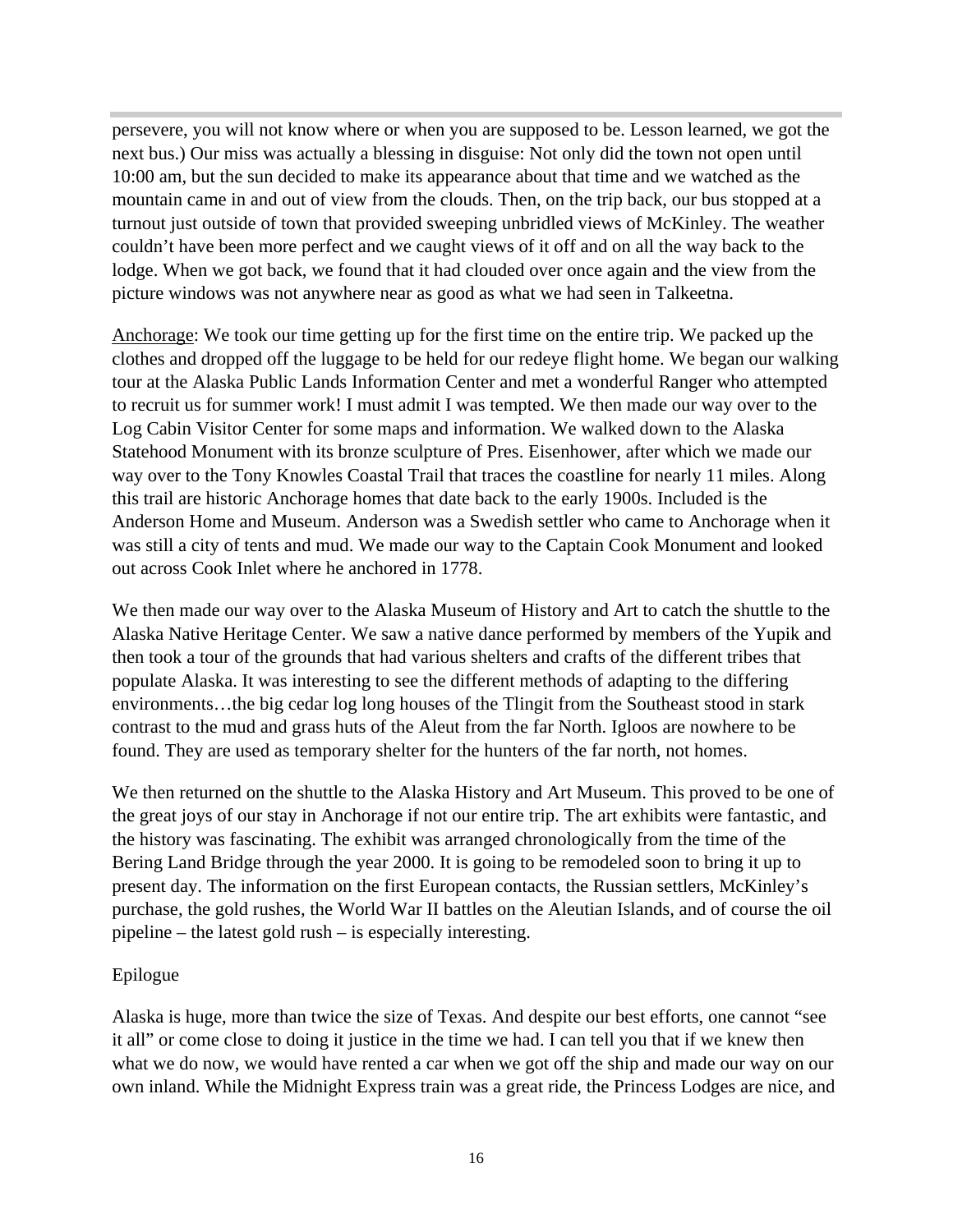persevere, you will not know where or when you are supposed to be. Lesson learned, we got the next bus.) Our miss was actually a blessing in disguise: Not only did the town not open until 10:00 am, but the sun decided to make its appearance about that time and we watched as the mountain came in and out of view from the clouds. Then, on the trip back, our bus stopped at a turnout just outside of town that provided sweeping unbridled views of McKinley. The weather couldn't have been more perfect and we caught views of it off and on all the way back to the lodge. When we got back, we found that it had clouded over once again and the view from the picture windows was not anywhere near as good as what we had seen in Talkeetna.

<u>Anchorage</u>: We took our time getting up for the first time on the entire trip. We packed up the clothes and dropped off the luggage to be held for our redeye flight home. We began our walking tour at the Alaska Public Lands Information Center and met a wonderful Ranger who attempted to recruit us for summer work! I must admit I was tempted. We then made our way over to the Log Cabin Visitor Center for some maps and information. We walked down to the Alaska Statehood Monument with its bronze sculpture of Pres. Eisenhower, after which we made our way over to the Tony Knowles Coastal Trail that traces the coastline for nearly 11 miles. Along this trail are historic Anchorage homes that date back to the early 1900s. Included is the Anderson Home and Museum. Anderson was a Swedish settler who came to Anchorage when it was still a city of tents and mud. We made our way to the Captain Cook Monument and looked out across Cook Inlet where he anchored in 1778.

We then made our way over to the Alaska Museum of History and Art to catch the shuttle to the Alaska Native Heritage Center. We saw a native dance performed by members of the Yupik and then took a tour of the grounds that had various shelters and crafts of the different tribes that populate Alaska. It was interesting to see the different methods of adapting to the differing environments…the big cedar log long houses of the Tlingit from the Southeast stood in stark contrast to the mud and grass huts of the Aleut from the far North. Igloos are nowhere to be found. They are used as temporary shelter for the hunters of the far north, not homes.

We then returned on the shuttle to the Alaska History and Art Museum. This proved to be one of the great joys of our stay in Anchorage if not our entire trip. The art exhibits were fantastic, and the history was fascinating. The exhibit was arranged chronologically from the time of the Bering Land Bridge through the year 2000. It is going to be remodeled soon to bring it up to present day. The information on the first European contacts, the Russian settlers, McKinley's purchase, the gold rushes, the World War II battles on the Aleutian Islands, and of course the oil pipeline – the latest gold rush – is especially interesting.

Epilogue

Alaska is huge, more than twice the size of Texas. And despite our best efforts, one cannot "see it all" or come close to doing it justice in the time we had. I can tell you that if we knew then what we do now, we would have rented a car when we got off the ship and made our way on our own inland. While the Midnight Express train was a great ride, the Princess Lodges are nice, and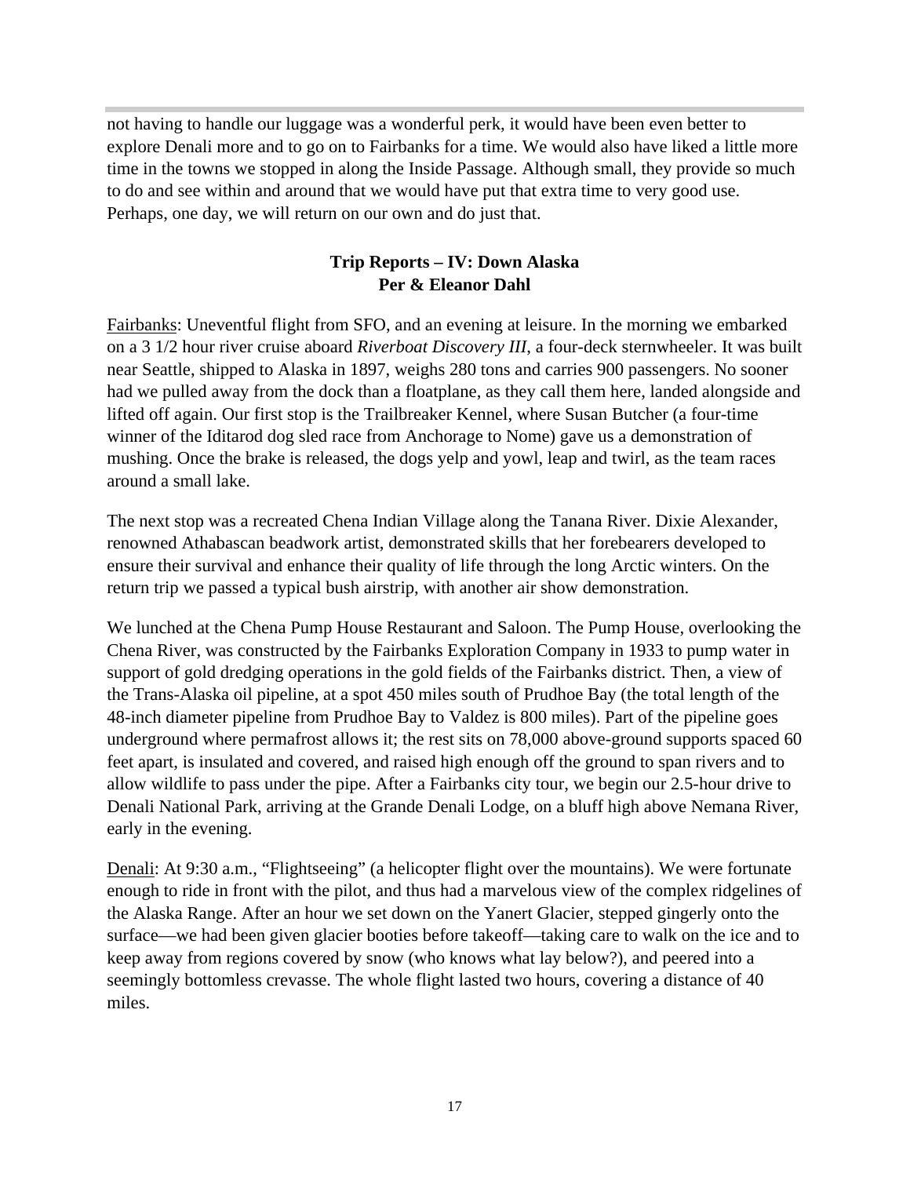not having to handle our luggage was a wonderful perk, it would have been even better to explore Denali more and to go on to Fairbanks for a time. We would also have liked a little more time in the towns we stopped in along the Inside Passage. Although small, they provide so much to do and see within and around that we would have put that extra time to very good use. Perhaps, one day, we will return on our own and do just that.

## Trip Reports – IV: Down Alaska
**Per & Eleanor Dahl**

Fairbanks: Uneventful flight from SFO, and an evening at leisure. In the morning we embarked on a 3 1/2 hour river cruise aboard *Riverboat Discovery III*, a four-deck sternwheeler. It was built near Seattle, shipped to Alaska in 1897, weighs 280 tons and carries 900 passengers. No sooner had we pulled away from the dock than a floatplane, as they call them here, landed alongside and lifted off again. Our first stop is the Trailbreaker Kennel, where Susan Butcher (a four-time winner of the Iditarod dog sled race from Anchorage to Nome) gave us a demonstration of mushing. Once the brake is released, the dogs yelp and yowl, leap and twirl, as the team races around a small lake.

The next stop was a recreated Chena Indian Village along the Tanana River. Dixie Alexander, renowned Athabascan beadwork artist, demonstrated skills that her forebearers developed to ensure their survival and enhance their quality of life through the long Arctic winters. On the return trip we passed a typical bush airstrip, with another air show demonstration.

We lunched at the Chena Pump House Restaurant and Saloon. The Pump House, overlooking the Chena River, was constructed by the Fairbanks Exploration Company in 1933 to pump water in support of gold dredging operations in the gold fields of the Fairbanks district. Then, a view of the Trans-Alaska oil pipeline, at a spot 450 miles south of Prudhoe Bay (the total length of the 48-inch diameter pipeline from Prudhoe Bay to Valdez is 800 miles). Part of the pipeline goes underground where permafrost allows it; the rest sits on 78,000 above-ground supports spaced 60 feet apart, is insulated and covered, and raised high enough off the ground to span rivers and to allow wildlife to pass under the pipe. After a Fairbanks city tour, we begin our 2.5-hour drive to Denali National Park, arriving at the Grande Denali Lodge, on a bluff high above Nemana River, early in the evening.

Denali: At 9:30 a.m., "Flightseeing" (a helicopter flight over the mountains). We were fortunate enough to ride in front with the pilot, and thus had a marvelous view of the complex ridgelines of the Alaska Range. After an hour we set down on the Yanert Glacier, stepped gingerly onto the surface—we had been given glacier booties before takeoff—taking care to walk on the ice and to keep away from regions covered by snow (who knows what lay below?), and peered into a seemingly bottomless crevasse. The whole flight lasted two hours, covering a distance of 40 miles.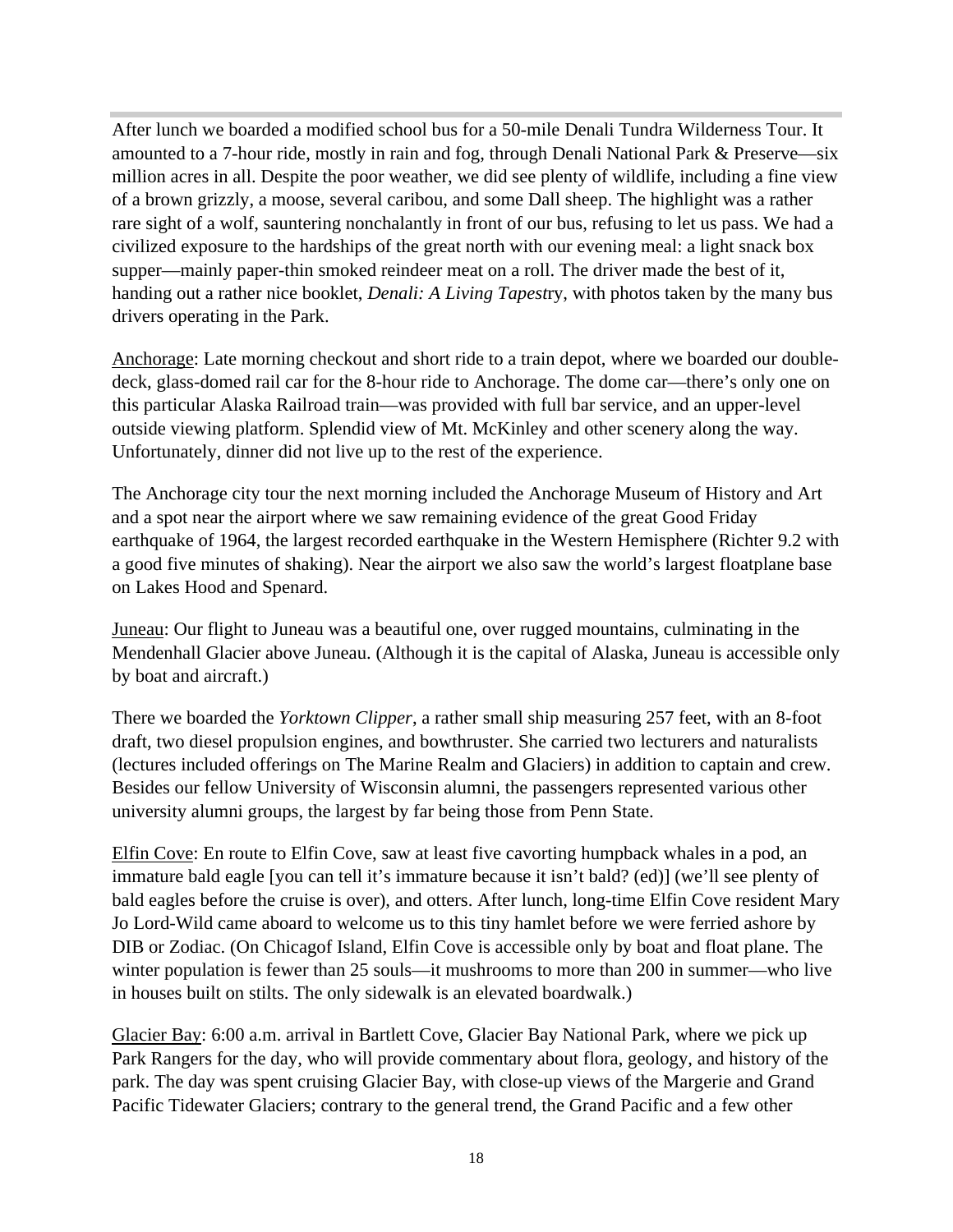After lunch we boarded a modified school bus for a 50-mile Denali Tundra Wilderness Tour. It amounted to a 7-hour ride, mostly in rain and fog, through Denali National Park & Preserve—six million acres in all. Despite the poor weather, we did see plenty of wildlife, including a fine view of a brown grizzly, a moose, several caribou, and some Dall sheep. The highlight was a rather rare sight of a wolf, sauntering nonchalantly in front of our bus, refusing to let us pass. We had a civilized exposure to the hardships of the great north with our evening meal: a light snack box supper—mainly paper-thin smoked reindeer meat on a roll. The driver made the best of it, handing out a rather nice booklet, *Denali: A Living Tapestry*, with photos taken by the many bus drivers operating in the Park.

<u>Anchorage</u>: Late morning checkout and short ride to a train depot, where we boarded our double-deck, glass-domed rail car for the 8-hour ride to Anchorage. The dome car—there's only one on this particular Alaska Railroad train—was provided with full bar service, and an upper-level outside viewing platform. Splendid view of Mt. McKinley and other scenery along the way. Unfortunately, dinner did not live up to the rest of the experience.

The Anchorage city tour the next morning included the Anchorage Museum of History and Art and a spot near the airport where we saw remaining evidence of the great Good Friday earthquake of 1964, the largest recorded earthquake in the Western Hemisphere (Richter 9.2 with a good five minutes of shaking). Near the airport we also saw the world's largest floatplane base on Lakes Hood and Spenard.

<u>Juneau</u>: Our flight to Juneau was a beautiful one, over rugged mountains, culminating in the Mendenhall Glacier above Juneau. (Although it is the capital of Alaska, Juneau is accessible only by boat and aircraft.)

There we boarded the *Yorktown Clipper*, a rather small ship measuring 257 feet, with an 8-foot draft, two diesel propulsion engines, and bowthruster. She carried two lecturers and naturalists (lectures included offerings on The Marine Realm and Glaciers) in addition to captain and crew. Besides our fellow University of Wisconsin alumni, the passengers represented various other university alumni groups, the largest by far being those from Penn State.

<u>Elfin Cove</u>: En route to Elfin Cove, saw at least five cavorting humpback whales in a pod, an immature bald eagle [you can tell it's immature because it isn't bald? (ed)] (we'll see plenty of bald eagles before the cruise is over), and otters. After lunch, long-time Elfin Cove resident Mary Jo Lord-Wild came aboard to welcome us to this tiny hamlet before we were ferried ashore by DIB or Zodiac. (On Chicagof Island, Elfin Cove is accessible only by boat and float plane. The winter population is fewer than 25 souls—it mushrooms to more than 200 in summer—who live in houses built on stilts. The only sidewalk is an elevated boardwalk.)

<u>Glacier Bay</u>: 6:00 a.m. arrival in Bartlett Cove, Glacier Bay National Park, where we pick up Park Rangers for the day, who will provide commentary about flora, geology, and history of the park. The day was spent cruising Glacier Bay, with close-up views of the Margerie and Grand Pacific Tidewater Glaciers; contrary to the general trend, the Grand Pacific and a few other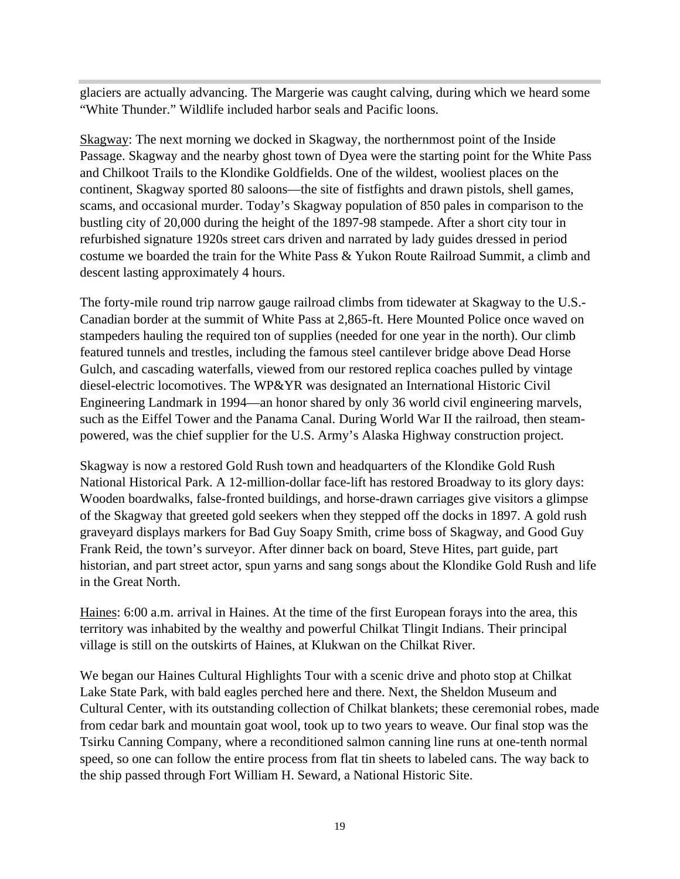glaciers are actually advancing. The Margerie was caught calving, during which we heard some "White Thunder." Wildlife included harbor seals and Pacific loons.

<u>Skagway</u>: The next morning we docked in Skagway, the northernmost point of the Inside Passage. Skagway and the nearby ghost town of Dyea were the starting point for the White Pass and Chilkoot Trails to the Klondike Goldfields. One of the wildest, wooliest places on the continent, Skagway sported 80 saloons—the site of fistfights and drawn pistols, shell games, scams, and occasional murder. Today's Skagway population of 850 pales in comparison to the bustling city of 20,000 during the height of the 1897-98 stampede. After a short city tour in refurbished signature 1920s street cars driven and narrated by lady guides dressed in period costume we boarded the train for the White Pass & Yukon Route Railroad Summit, a climb and descent lasting approximately 4 hours.

The forty-mile round trip narrow gauge railroad climbs from tidewater at Skagway to the U.S.-Canadian border at the summit of White Pass at 2,865-ft. Here Mounted Police once waved on stampeders hauling the required ton of supplies (needed for one year in the north). Our climb featured tunnels and trestles, including the famous steel cantilever bridge above Dead Horse Gulch, and cascading waterfalls, viewed from our restored replica coaches pulled by vintage diesel-electric locomotives. The WP&YR was designated an International Historic Civil Engineering Landmark in 1994—an honor shared by only 36 world civil engineering marvels, such as the Eiffel Tower and the Panama Canal. During World War II the railroad, then steam-powered, was the chief supplier for the U.S. Army's Alaska Highway construction project.

Skagway is now a restored Gold Rush town and headquarters of the Klondike Gold Rush National Historical Park. A 12-million-dollar face-lift has restored Broadway to its glory days: Wooden boardwalks, false-fronted buildings, and horse-drawn carriages give visitors a glimpse of the Skagway that greeted gold seekers when they stepped off the docks in 1897. A gold rush graveyard displays markers for Bad Guy Soapy Smith, crime boss of Skagway, and Good Guy Frank Reid, the town's surveyor. After dinner back on board, Steve Hites, part guide, part historian, and part street actor, spun yarns and sang songs about the Klondike Gold Rush and life in the Great North.

<u>Haines</u>: 6:00 a.m. arrival in Haines. At the time of the first European forays into the area, this territory was inhabited by the wealthy and powerful Chilkat Tlingit Indians. Their principal village is still on the outskirts of Haines, at Klukwan on the Chilkat River.

We began our Haines Cultural Highlights Tour with a scenic drive and photo stop at Chilkat Lake State Park, with bald eagles perched here and there. Next, the Sheldon Museum and Cultural Center, with its outstanding collection of Chilkat blankets; these ceremonial robes, made from cedar bark and mountain goat wool, took up to two years to weave. Our final stop was the Tsirku Canning Company, where a reconditioned salmon canning line runs at one-tenth normal speed, so one can follow the entire process from flat tin sheets to labeled cans. The way back to the ship passed through Fort William H. Seward, a National Historic Site.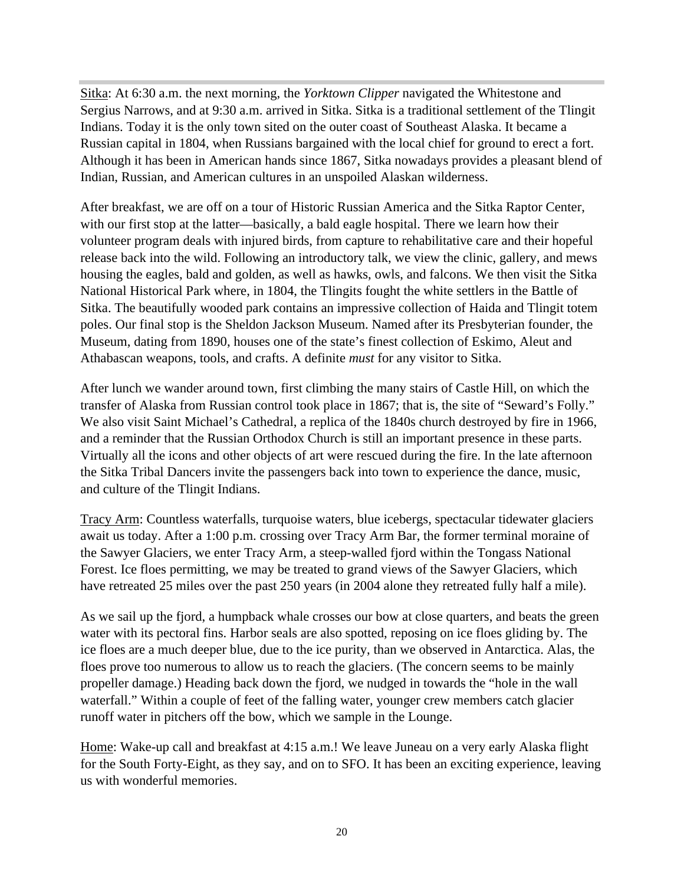Sitka: At 6:30 a.m. the next morning, the *Yorktown Clipper* navigated the Whitestone and Sergius Narrows, and at 9:30 a.m. arrived in Sitka. Sitka is a traditional settlement of the Tlingit Indians. Today it is the only town sited on the outer coast of Southeast Alaska. It became a Russian capital in 1804, when Russians bargained with the local chief for ground to erect a fort. Although it has been in American hands since 1867, Sitka nowadays provides a pleasant blend of Indian, Russian, and American cultures in an unspoiled Alaskan wilderness.

After breakfast, we are off on a tour of Historic Russian America and the Sitka Raptor Center, with our first stop at the latter—basically, a bald eagle hospital. There we learn how their volunteer program deals with injured birds, from capture to rehabilitative care and their hopeful release back into the wild. Following an introductory talk, we view the clinic, gallery, and mews housing the eagles, bald and golden, as well as hawks, owls, and falcons. We then visit the Sitka National Historical Park where, in 1804, the Tlingits fought the white settlers in the Battle of Sitka. The beautifully wooded park contains an impressive collection of Haida and Tlingit totem poles. Our final stop is the Sheldon Jackson Museum. Named after its Presbyterian founder, the Museum, dating from 1890, houses one of the state's finest collection of Eskimo, Aleut and Athabascan weapons, tools, and crafts. A definite *must* for any visitor to Sitka.

After lunch we wander around town, first climbing the many stairs of Castle Hill, on which the transfer of Alaska from Russian control took place in 1867; that is, the site of "Seward's Folly." We also visit Saint Michael's Cathedral, a replica of the 1840s church destroyed by fire in 1966, and a reminder that the Russian Orthodox Church is still an important presence in these parts. Virtually all the icons and other objects of art were rescued during the fire. In the late afternoon the Sitka Tribal Dancers invite the passengers back into town to experience the dance, music, and culture of the Tlingit Indians.

Tracy Arm: Countless waterfalls, turquoise waters, blue icebergs, spectacular tidewater glaciers await us today. After a 1:00 p.m. crossing over Tracy Arm Bar, the former terminal moraine of the Sawyer Glaciers, we enter Tracy Arm, a steep-walled fjord within the Tongass National Forest. Ice floes permitting, we may be treated to grand views of the Sawyer Glaciers, which have retreated 25 miles over the past 250 years (in 2004 alone they retreated fully half a mile).

As we sail up the fjord, a humpback whale crosses our bow at close quarters, and beats the green water with its pectoral fins. Harbor seals are also spotted, reposing on ice floes gliding by. The ice floes are a much deeper blue, due to the ice purity, than we observed in Antarctica. Alas, the floes prove too numerous to allow us to reach the glaciers. (The concern seems to be mainly propeller damage.) Heading back down the fjord, we nudged in towards the "hole in the wall waterfall." Within a couple of feet of the falling water, younger crew members catch glacier runoff water in pitchers off the bow, which we sample in the Lounge.

Home: Wake-up call and breakfast at 4:15 a.m.! We leave Juneau on a very early Alaska flight for the South Forty-Eight, as they say, and on to SFO. It has been an exciting experience, leaving us with wonderful memories.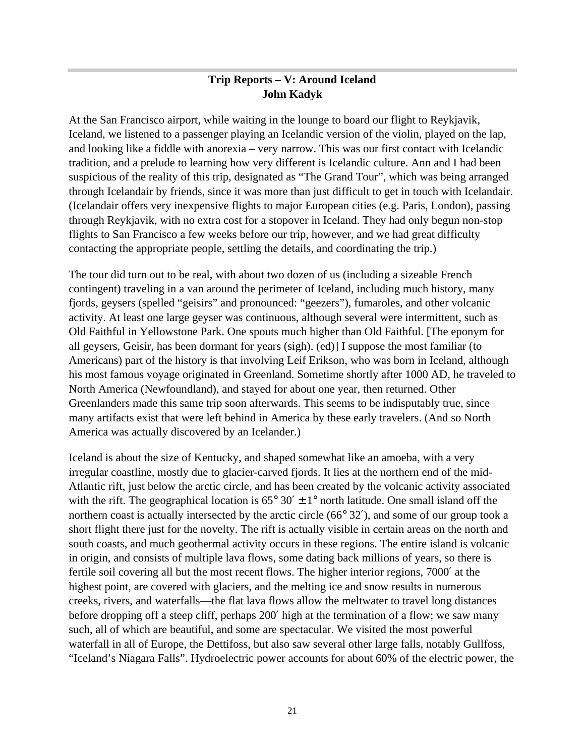## Trip Reports – V: Around Iceland
### John Kadyk

At the San Francisco airport, while waiting in the lounge to board our flight to Reykjavik, Iceland, we listened to a passenger playing an Icelandic version of the violin, played on the lap, and looking like a fiddle with anorexia – very narrow. This was our first contact with Icelandic tradition, and a prelude to learning how very different is Icelandic culture. Ann and I had been suspicious of the reality of this trip, designated as "The Grand Tour", which was being arranged through Icelandair by friends, since it was more than just difficult to get in touch with Icelandair. (Icelandair offers very inexpensive flights to major European cities (e.g. Paris, London), passing through Reykjavik, with no extra cost for a stopover in Iceland. They had only begun non-stop flights to San Francisco a few weeks before our trip, however, and we had great difficulty contacting the appropriate people, settling the details, and coordinating the trip.)

The tour did turn out to be real, with about two dozen of us (including a sizeable French contingent) traveling in a van around the perimeter of Iceland, including much history, many fjords, geysers (spelled "geisirs" and pronounced: "geezers"), fumaroles, and other volcanic activity. At least one large geyser was continuous, although several were intermittent, such as Old Faithful in Yellowstone Park. One spouts much higher than Old Faithful. [The eponym for all geysers, Geisir, has been dormant for years (sigh). (ed)] I suppose the most familiar (to Americans) part of the history is that involving Leif Erikson, who was born in Iceland, although his most famous voyage originated in Greenland. Sometime shortly after 1000 AD, he traveled to North America (Newfoundland), and stayed for about one year, then returned. Other Greenlanders made this same trip soon afterwards. This seems to be indisputably true, since many artifacts exist that were left behind in America by these early travelers. (And so North America was actually discovered by an Icelander.)

Iceland is about the size of Kentucky, and shaped somewhat like an amoeba, with a very irregular coastline, mostly due to glacier-carved fjords. It lies at the northern end of the mid-Atlantic rift, just below the arctic circle, and has been created by the volcanic activity associated with the rift. The geographical location is $65° 30' \pm 1°$ north latitude. One small island off the northern coast is actually intersected by the arctic circle ($66° 32'$), and some of our group took a short flight there just for the novelty. The rift is actually visible in certain areas on the north and south coasts, and much geothermal activity occurs in these regions. The entire island is volcanic in origin, and consists of multiple lava flows, some dating back millions of years, so there is fertile soil covering all but the most recent flows. The higher interior regions, 7000′ at the highest point, are covered with glaciers, and the melting ice and snow results in numerous creeks, rivers, and waterfalls—the flat lava flows allow the meltwater to travel long distances before dropping off a steep cliff, perhaps 200′ high at the termination of a flow; we saw many such, all of which are beautiful, and some are spectacular. We visited the most powerful waterfall in all of Europe, the Dettifoss, but also saw several other large falls, notably Gullfoss, "Iceland's Niagara Falls". Hydroelectric power accounts for about 60% of the electric power, the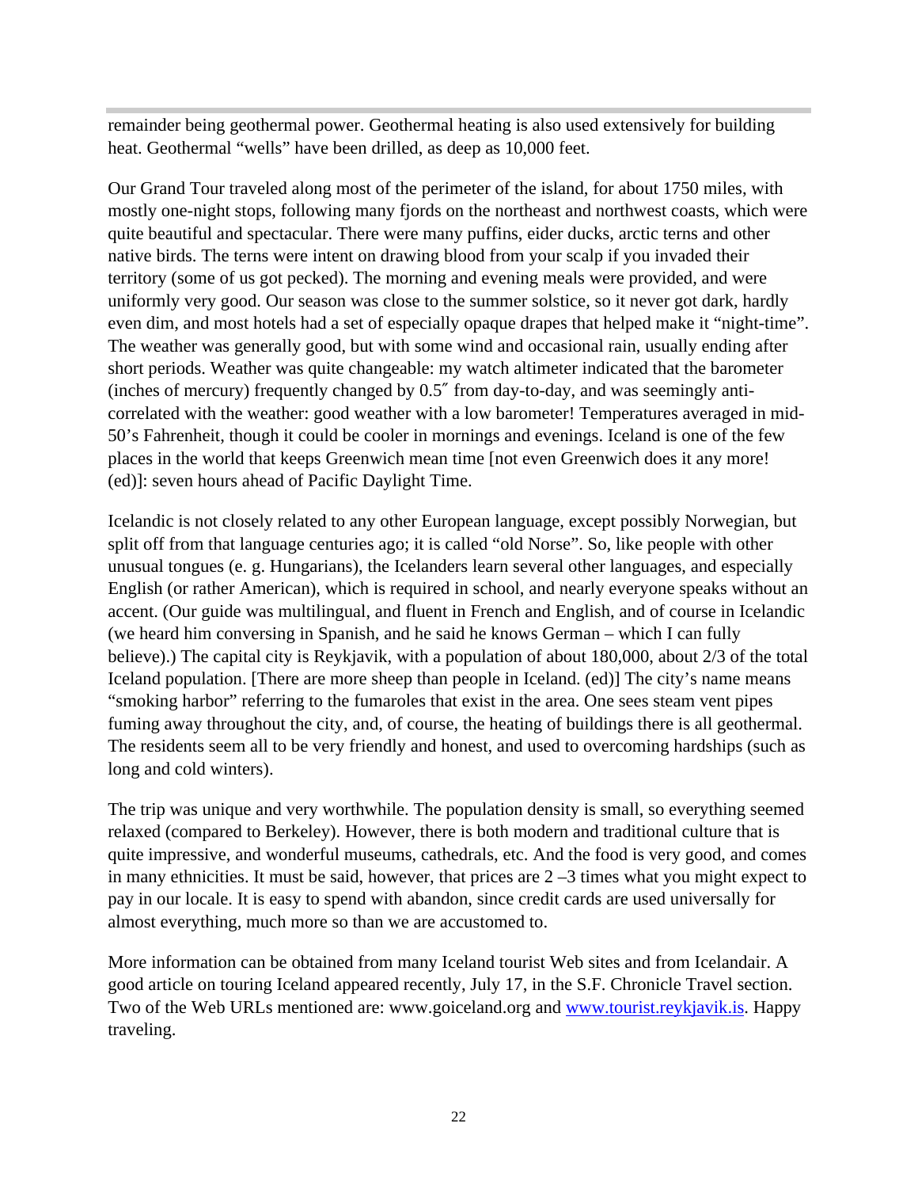remainder being geothermal power. Geothermal heating is also used extensively for building heat. Geothermal "wells" have been drilled, as deep as 10,000 feet.

Our Grand Tour traveled along most of the perimeter of the island, for about 1750 miles, with mostly one-night stops, following many fjords on the northeast and northwest coasts, which were quite beautiful and spectacular. There were many puffins, eider ducks, arctic terns and other native birds. The terns were intent on drawing blood from your scalp if you invaded their territory (some of us got pecked). The morning and evening meals were provided, and were uniformly very good. Our season was close to the summer solstice, so it never got dark, hardly even dim, and most hotels had a set of especially opaque drapes that helped make it "night-time". The weather was generally good, but with some wind and occasional rain, usually ending after short periods. Weather was quite changeable: my watch altimeter indicated that the barometer (inches of mercury) frequently changed by 0.5″ from day-to-day, and was seemingly anti-correlated with the weather: good weather with a low barometer! Temperatures averaged in mid-50's Fahrenheit, though it could be cooler in mornings and evenings. Iceland is one of the few places in the world that keeps Greenwich mean time [not even Greenwich does it any more! (ed)]: seven hours ahead of Pacific Daylight Time.

Icelandic is not closely related to any other European language, except possibly Norwegian, but split off from that language centuries ago; it is called "old Norse". So, like people with other unusual tongues (e. g. Hungarians), the Icelanders learn several other languages, and especially English (or rather American), which is required in school, and nearly everyone speaks without an accent. (Our guide was multilingual, and fluent in French and English, and of course in Icelandic (we heard him conversing in Spanish, and he said he knows German – which I can fully believe).) The capital city is Reykjavik, with a population of about 180,000, about 2/3 of the total Iceland population. [There are more sheep than people in Iceland. (ed)] The city's name means "smoking harbor" referring to the fumaroles that exist in the area. One sees steam vent pipes fuming away throughout the city, and, of course, the heating of buildings there is all geothermal. The residents seem all to be very friendly and honest, and used to overcoming hardships (such as long and cold winters).

The trip was unique and very worthwhile. The population density is small, so everything seemed relaxed (compared to Berkeley). However, there is both modern and traditional culture that is quite impressive, and wonderful museums, cathedrals, etc. And the food is very good, and comes in many ethnicities. It must be said, however, that prices are 2 –3 times what you might expect to pay in our locale. It is easy to spend with abandon, since credit cards are used universally for almost everything, much more so than we are accustomed to.

More information can be obtained from many Iceland tourist Web sites and from Icelandair. A good article on touring Iceland appeared recently, July 17, in the S.F. Chronicle Travel section. Two of the Web URLs mentioned are: www.goiceland.org and [www.tourist.reykjavik.is](http://www.tourist.reykjavik.is). Happy traveling.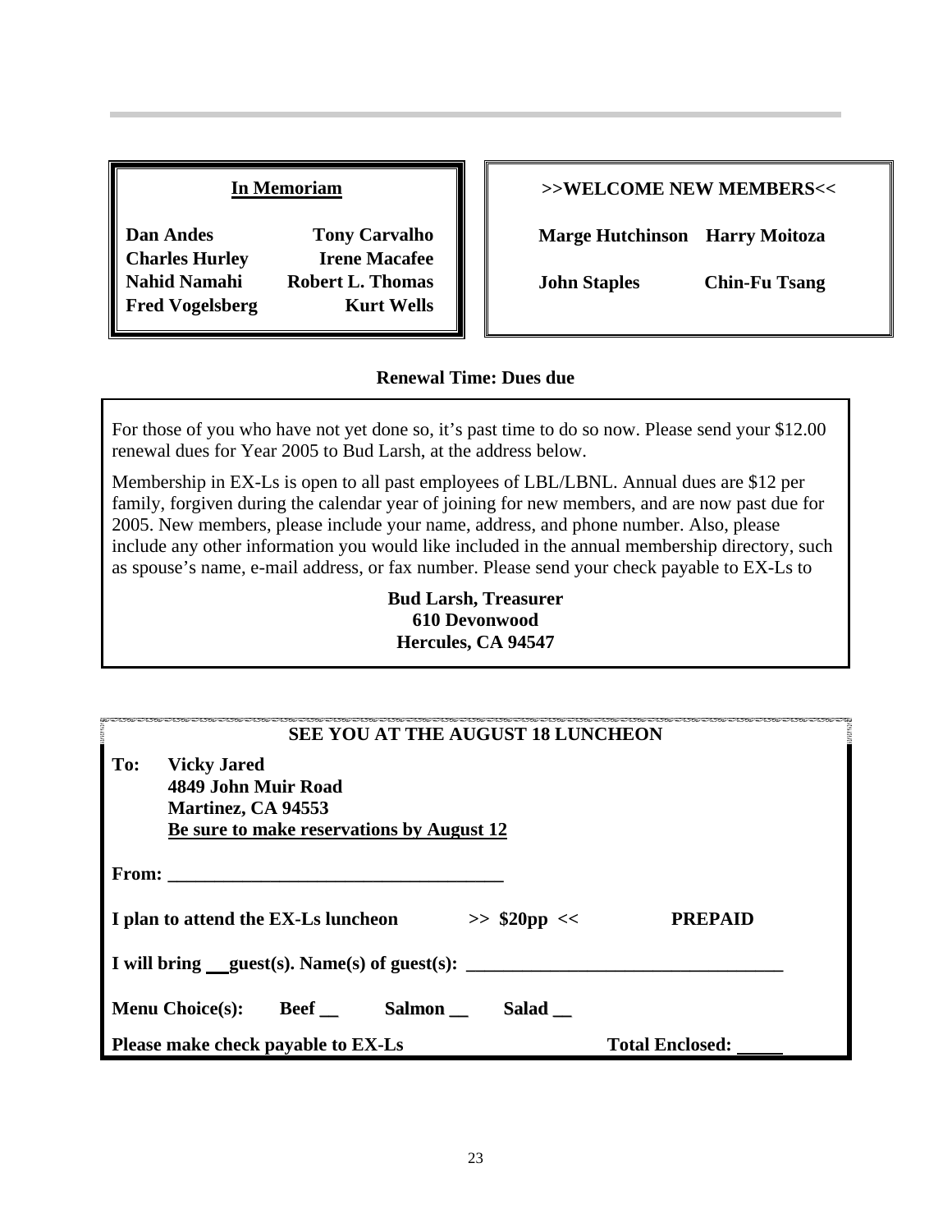## In Memoriam

**Dan Andes** | **Tony Carvalho**
**Charles Hurley** | **Irene Macafee**
**Nahid Namahi** | **Robert L. Thomas**
**Fred Vogelsberg** | **Kurt Wells**

## >>WELCOME NEW MEMBERS<<

**Marge Hutchinson** | **Harry Moitoza**

**John Staples** | **Chin-Fu Tsang**

## Renewal Time: Dues due

For those of you who have not yet done so, it's past time to do so now. Please send your $12.00 renewal dues for Year 2005 to Bud Larsh, at the address below.

Membership in EX-Ls is open to all past employees of LBL/LBNL. Annual dues are $12 per family, forgiven during the calendar year of joining for new members, and are now past due for 2005. New members, please include your name, address, and phone number. Also, please include any other information you would like included in the annual membership directory, such as spouse's name, e-mail address, or fax number. Please send your check payable to EX-Ls to

**Bud Larsh, Treasurer**
**610 Devonwood**
**Hercules, CA 94547**

## SEE YOU AT THE AUGUST 18 LUNCHEON

**To: Vicky Jared**
**4849 John Muir Road**
**Martinez, CA 94553**
**Be sure to make reservations by August 12**

**From: ____________________________________**

**I plan to attend the EX-Ls luncheon >> $20pp << PREPAID**

**I will bring __guest(s). Name(s) of guest(s): ________________________________**

**Menu Choice(s): Beef __ Salmon __ Salad __**

**Please make check payable to EX-Ls** **Total Enclosed: _____**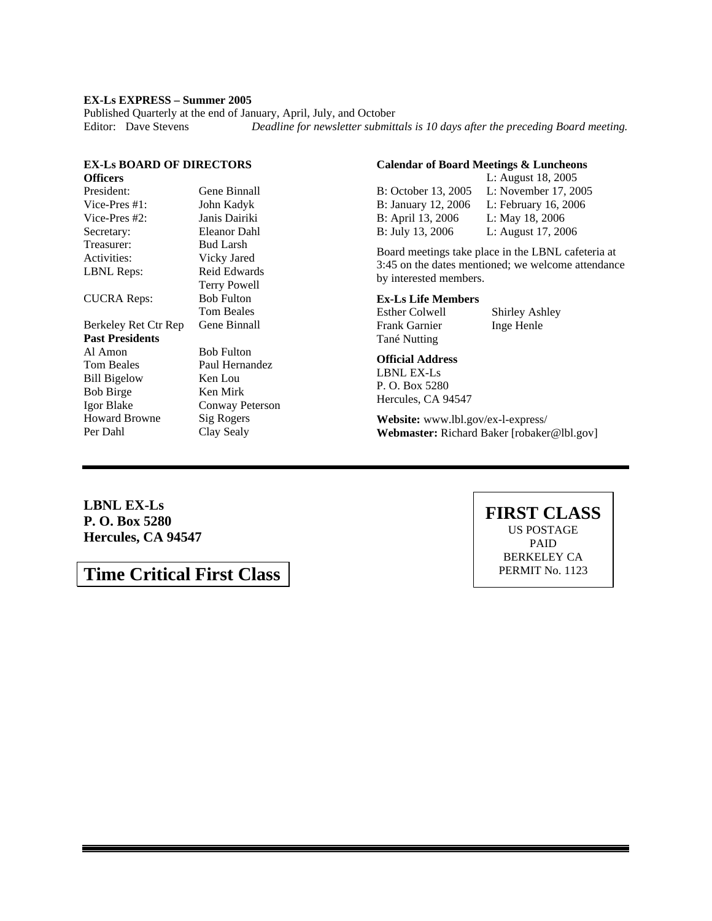**EX-Ls EXPRESS – Summer 2005**

Published Quarterly at the end of January, April, July, and October

Editor: Dave Stevens *Deadline for newsletter submittals is 10 days after the preceding Board meeting.*

**EX-Ls BOARD OF DIRECTORS**

**Officers**

| | |
|---|---|
| President: | Gene Binnall |
| Vice-Pres #1: | John Kadyk |
| Vice-Pres #2: | Janis Dairiki |
| Secretary: | Eleanor Dahl |
| Treasurer: | Bud Larsh |
| Activities: | Vicky Jared |
| LBNL Reps: | Reid Edwards |
| | Terry Powell |
| CUCRA Reps: | Bob Fulton |
| | Tom Beales |
| Berkeley Ret Ctr Rep | Gene Binnall |

**Past Presidents**

| | |
|---|---|
| Al Amon | Bob Fulton |
| Tom Beales | Paul Hernandez |
| Bill Bigelow | Ken Lou |
| Bob Birge | Ken Mirk |
| Igor Blake | Conway Peterson |
| Howard Browne | Sig Rogers |
| Per Dahl | Clay Sealy |

**Calendar of Board Meetings & Luncheons**

| | |
|---|---|
| | L: August 18, 2005 |
| B: October 13, 2005 | L: November 17, 2005 |
| B: January 12, 2006 | L: February 16, 2006 |
| B: April 13, 2006 | L: May 18, 2006 |
| B: July 13, 2006 | L: August 17, 2006 |

Board meetings take place in the LBNL cafeteria at 3:45 on the dates mentioned; we welcome attendance by interested members.

**Ex-Ls Life Members**

| | |
|---|---|
| Esther Colwell | Shirley Ashley |
| Frank Garnier | Inge Henle |
| Tané Nutting | |

**Official Address**

LBNL EX-Ls
P. O. Box 5280
Hercules, CA 94547

**Website:** www.lbl.gov/ex-l-express/
**Webmaster:** Richard Baker [robaker@lbl.gov]

---

**LBNL EX-Ls**
**P. O. Box 5280**
**Hercules, CA 94547**

**Time Critical First Class**

**FIRST CLASS**
US POSTAGE
PAID
BERKELEY CA
PERMIT No. 1123